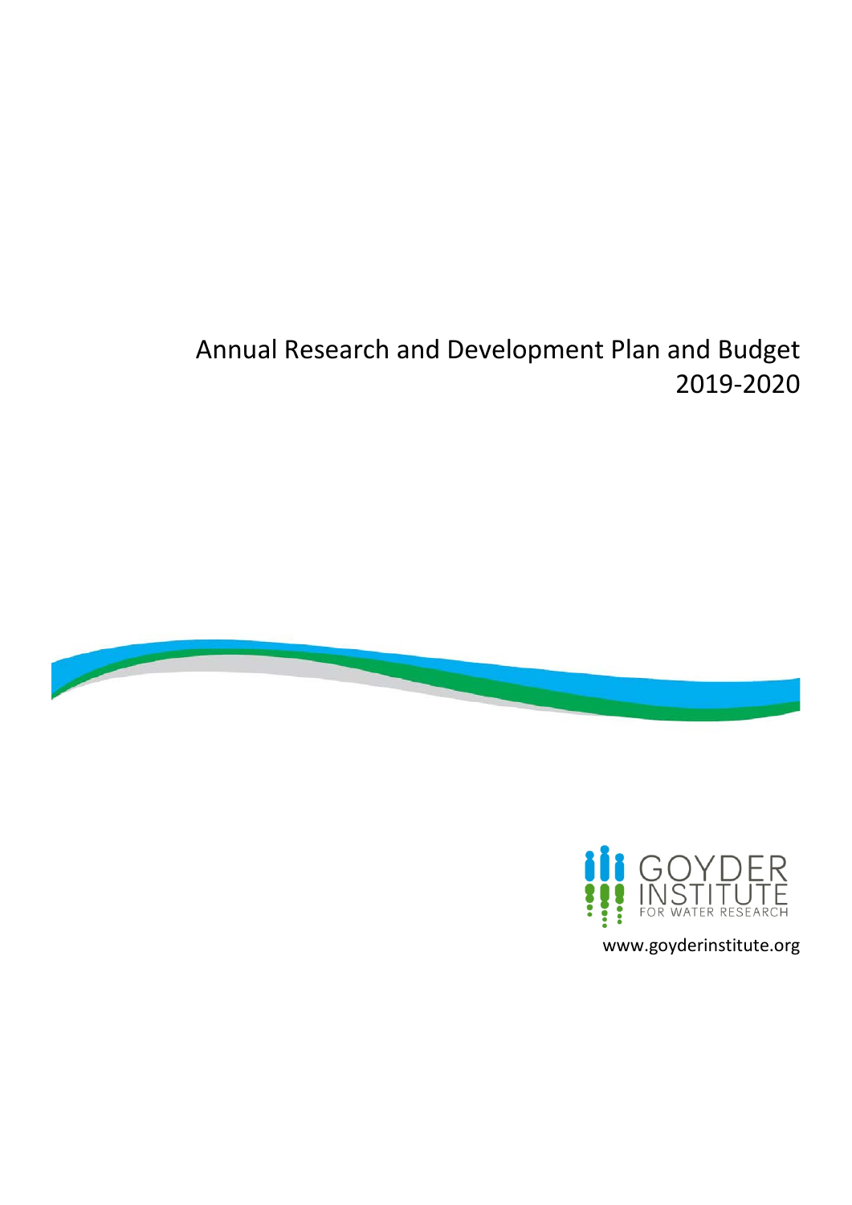# Annual Research and Development Plan and Budget 2019-2020

GOYDER INSTITUTE FOR WATER RESEARCH

www.goyderinstitute.org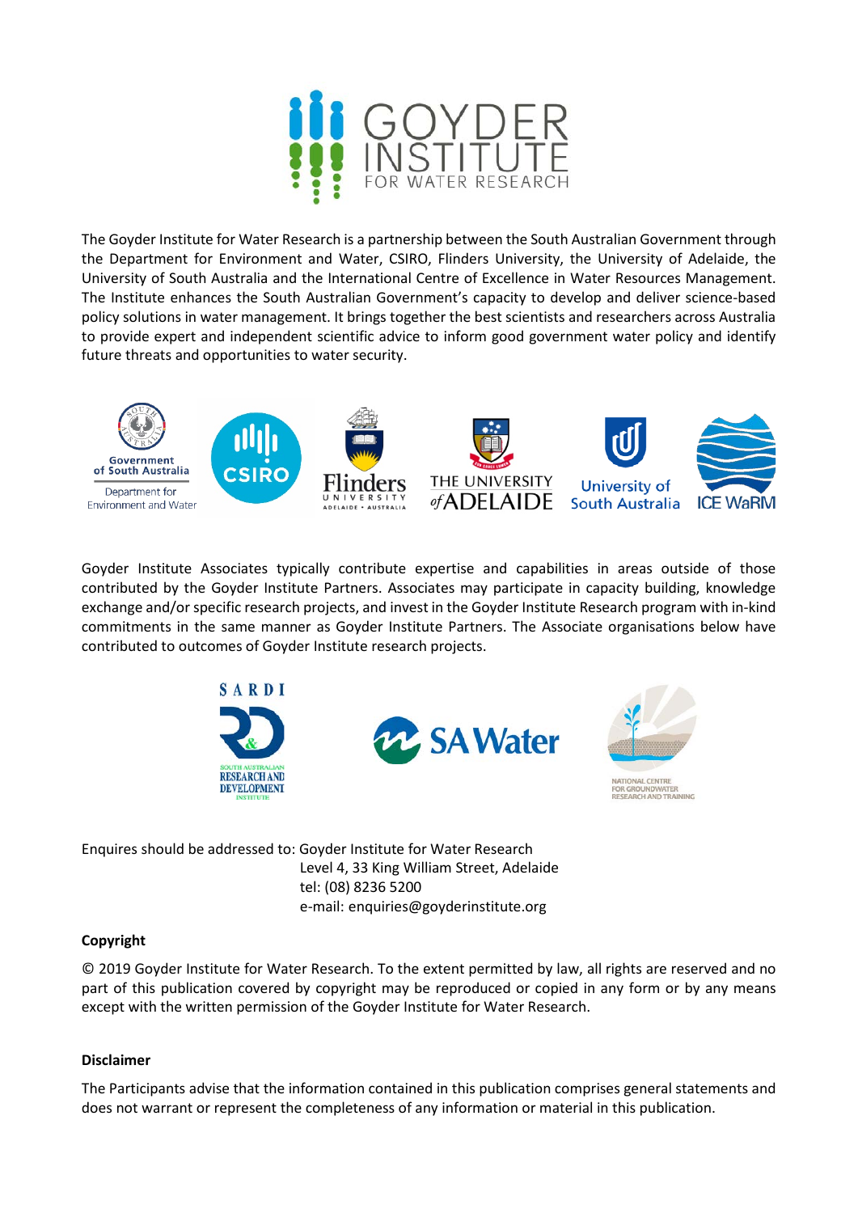The Goyder Institute for Water Research is a partnership between the South Australian Government through the Department for Environment and Water, CSIRO, Flinders University, the University of Adelaide, the University of South Australia and the International Centre of Excellence in Water Resources Management. The Institute enhances the South Australian Government's capacity to develop and deliver science-based policy solutions in water management. It brings together the best scientists and researchers across Australia to provide expert and independent scientific advice to inform good government water policy and identify future threats and opportunities to water security.

Goyder Institute Associates typically contribute expertise and capabilities in areas outside of those contributed by the Goyder Institute Partners. Associates may participate in capacity building, knowledge exchange and/or specific research projects, and invest in the Goyder Institute Research program with in-kind commitments in the same manner as Goyder Institute Partners. The Associate organisations below have contributed to outcomes of Goyder Institute research projects.

Enquires should be addressed to: Goyder Institute for Water Research
Level 4, 33 King William Street, Adelaide
tel: (08) 8236 5200
e-mail: enquiries@goyderinstitute.org

**Copyright**

© 2019 Goyder Institute for Water Research. To the extent permitted by law, all rights are reserved and no part of this publication covered by copyright may be reproduced or copied in any form or by any means except with the written permission of the Goyder Institute for Water Research.

**Disclaimer**

The Participants advise that the information contained in this publication comprises general statements and does not warrant or represent the completeness of any information or material in this publication.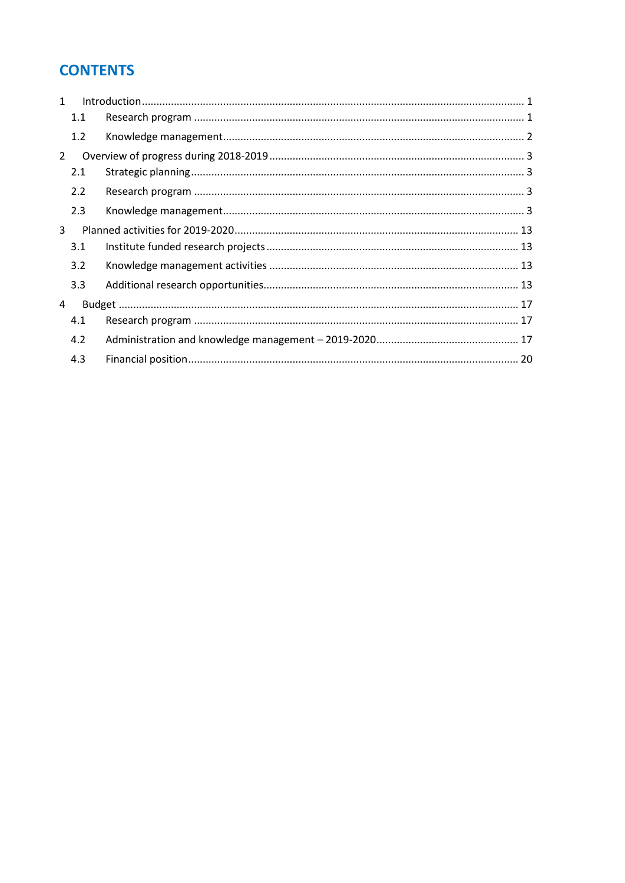# CONTENTS

1 Introduction ........ 1

  1.1 Research program ........ 1

  1.2 Knowledge management ........ 2

2 Overview of progress during 2018-2019 ........ 3

  2.1 Strategic planning ........ 3

  2.2 Research program ........ 3

  2.3 Knowledge management ........ 3

3 Planned activities for 2019-2020 ........ 13

  3.1 Institute funded research projects ........ 13

  3.2 Knowledge management activities ........ 13

  3.3 Additional research opportunities ........ 13

4 Budget ........ 17

  4.1 Research program ........ 17

  4.2 Administration and knowledge management – 2019-2020 ........ 17

  4.3 Financial position ........ 20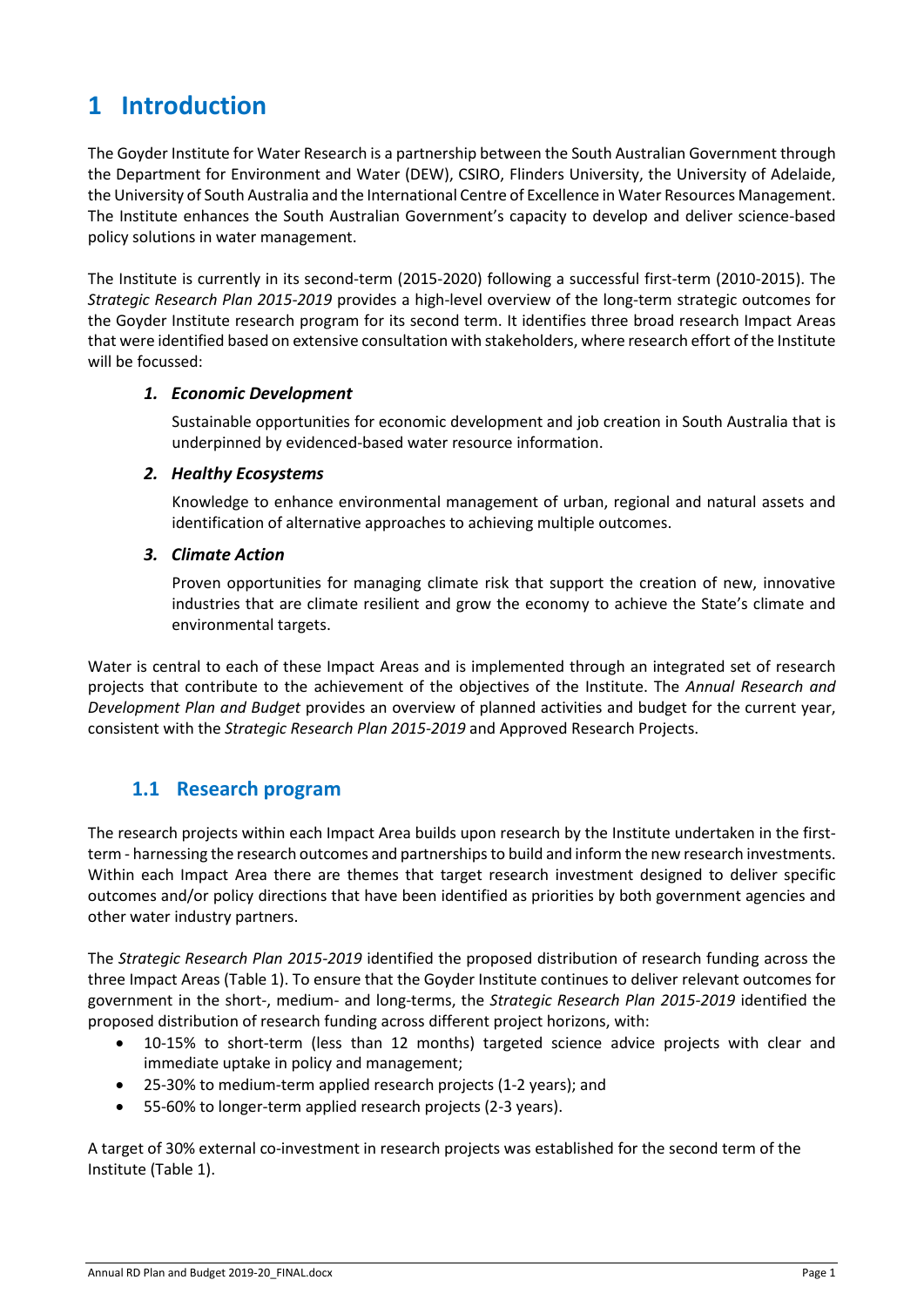# 1 Introduction

The Goyder Institute for Water Research is a partnership between the South Australian Government through the Department for Environment and Water (DEW), CSIRO, Flinders University, the University of Adelaide, the University of South Australia and the International Centre of Excellence in Water Resources Management. The Institute enhances the South Australian Government's capacity to develop and deliver science-based policy solutions in water management.

The Institute is currently in its second-term (2015-2020) following a successful first-term (2010-2015). The *Strategic Research Plan 2015-2019* provides a high-level overview of the long-term strategic outcomes for the Goyder Institute research program for its second term. It identifies three broad research Impact Areas that were identified based on extensive consultation with stakeholders, where research effort of the Institute will be focussed:

1. ***Economic Development***

   Sustainable opportunities for economic development and job creation in South Australia that is underpinned by evidenced-based water resource information.

2. ***Healthy Ecosystems***

   Knowledge to enhance environmental management of urban, regional and natural assets and identification of alternative approaches to achieving multiple outcomes.

3. ***Climate Action***

   Proven opportunities for managing climate risk that support the creation of new, innovative industries that are climate resilient and grow the economy to achieve the State's climate and environmental targets.

Water is central to each of these Impact Areas and is implemented through an integrated set of research projects that contribute to the achievement of the objectives of the Institute. The *Annual Research and Development Plan and Budget* provides an overview of planned activities and budget for the current year, consistent with the *Strategic Research Plan 2015-2019* and Approved Research Projects.

## 1.1 Research program

The research projects within each Impact Area builds upon research by the Institute undertaken in the first-term - harnessing the research outcomes and partnerships to build and inform the new research investments. Within each Impact Area there are themes that target research investment designed to deliver specific outcomes and/or policy directions that have been identified as priorities by both government agencies and other water industry partners.

The *Strategic Research Plan 2015-2019* identified the proposed distribution of research funding across the three Impact Areas (Table 1). To ensure that the Goyder Institute continues to deliver relevant outcomes for government in the short-, medium- and long-terms, the *Strategic Research Plan 2015-2019* identified the proposed distribution of research funding across different project horizons, with:

- 10-15% to short-term (less than 12 months) targeted science advice projects with clear and immediate uptake in policy and management;
- 25-30% to medium-term applied research projects (1-2 years); and
- 55-60% to longer-term applied research projects (2-3 years).

A target of 30% external co-investment in research projects was established for the second term of the Institute (Table 1).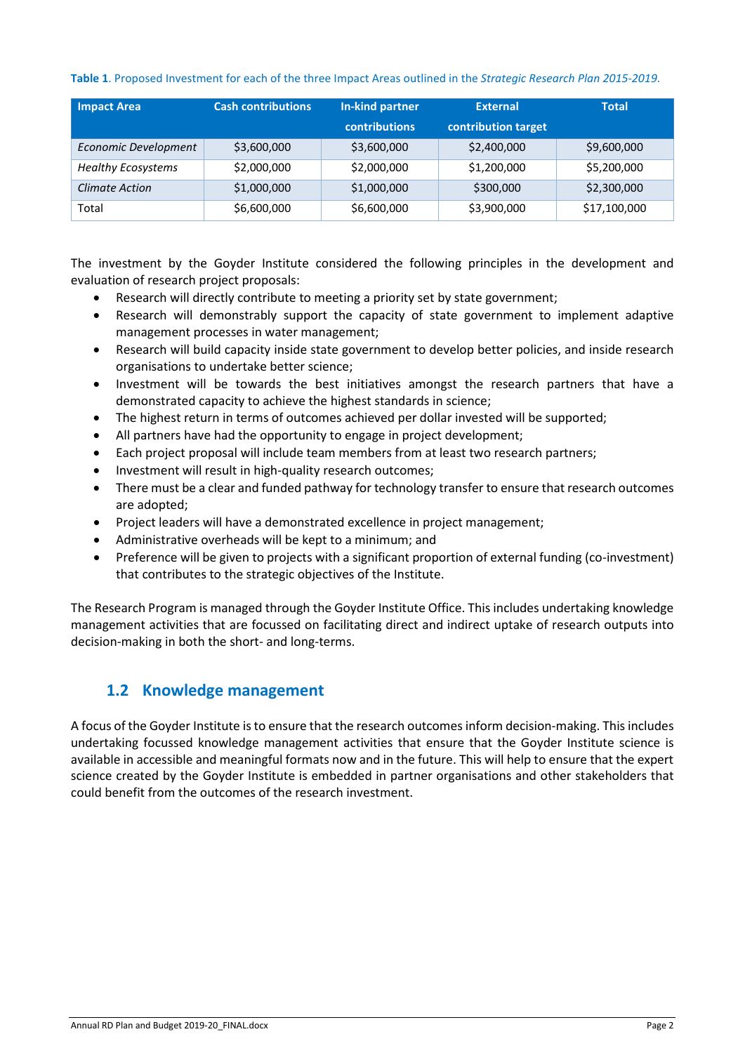**Table 1**. Proposed Investment for each of the three Impact Areas outlined in the *Strategic Research Plan 2015-2019*.

| Impact Area | Cash contributions | In-kind partner contributions | External contribution target | Total |
|---|---|---|---|---|
| *Economic Development* | $3,600,000 | $3,600,000 | $2,400,000 | $9,600,000 |
| *Healthy Ecosystems* | $2,000,000 | $2,000,000 | $1,200,000 | $5,200,000 |
| *Climate Action* | $1,000,000 | $1,000,000 | $300,000 | $2,300,000 |
| Total | $6,600,000 | $6,600,000 | $3,900,000 | $17,100,000 |

The investment by the Goyder Institute considered the following principles in the development and evaluation of research project proposals:

- Research will directly contribute to meeting a priority set by state government;
- Research will demonstrably support the capacity of state government to implement adaptive management processes in water management;
- Research will build capacity inside state government to develop better policies, and inside research organisations to undertake better science;
- Investment will be towards the best initiatives amongst the research partners that have a demonstrated capacity to achieve the highest standards in science;
- The highest return in terms of outcomes achieved per dollar invested will be supported;
- All partners have had the opportunity to engage in project development;
- Each project proposal will include team members from at least two research partners;
- Investment will result in high-quality research outcomes;
- There must be a clear and funded pathway for technology transfer to ensure that research outcomes are adopted;
- Project leaders will have a demonstrated excellence in project management;
- Administrative overheads will be kept to a minimum; and
- Preference will be given to projects with a significant proportion of external funding (co-investment) that contributes to the strategic objectives of the Institute.

The Research Program is managed through the Goyder Institute Office. This includes undertaking knowledge management activities that are focussed on facilitating direct and indirect uptake of research outputs into decision-making in both the short- and long-terms.

## 1.2 Knowledge management

A focus of the Goyder Institute is to ensure that the research outcomes inform decision-making. This includes undertaking focussed knowledge management activities that ensure that the Goyder Institute science is available in accessible and meaningful formats now and in the future. This will help to ensure that the expert science created by the Goyder Institute is embedded in partner organisations and other stakeholders that could benefit from the outcomes of the research investment.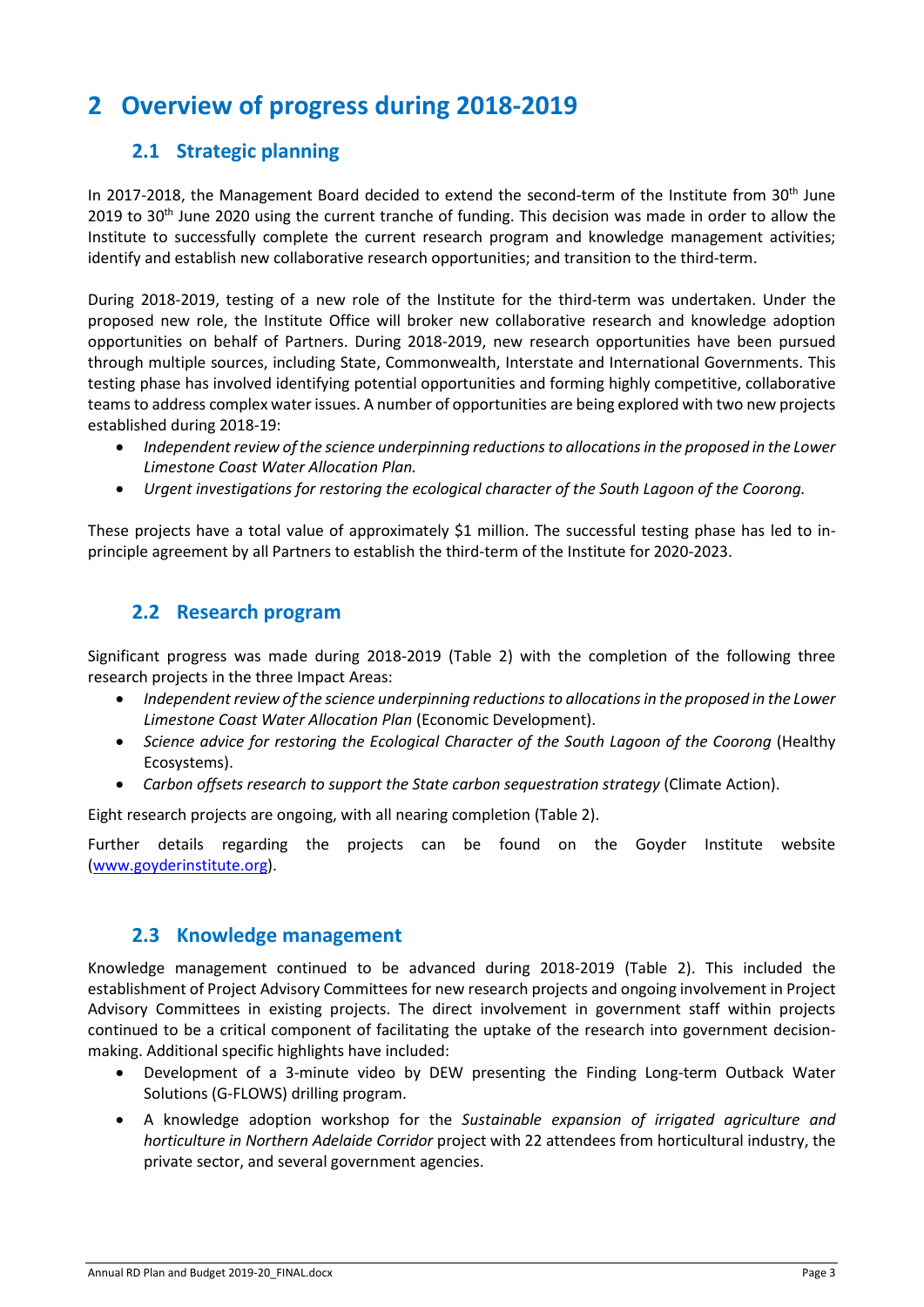# 2 Overview of progress during 2018-2019

## 2.1 Strategic planning

In 2017-2018, the Management Board decided to extend the second-term of the Institute from 30th June 2019 to 30th June 2020 using the current tranche of funding. This decision was made in order to allow the Institute to successfully complete the current research program and knowledge management activities; identify and establish new collaborative research opportunities; and transition to the third-term.

During 2018-2019, testing of a new role of the Institute for the third-term was undertaken. Under the proposed new role, the Institute Office will broker new collaborative research and knowledge adoption opportunities on behalf of Partners. During 2018-2019, new research opportunities have been pursued through multiple sources, including State, Commonwealth, Interstate and International Governments. This testing phase has involved identifying potential opportunities and forming highly competitive, collaborative teams to address complex water issues. A number of opportunities are being explored with two new projects established during 2018-19:

- *Independent review of the science underpinning reductions to allocations in the proposed in the Lower Limestone Coast Water Allocation Plan.*
- *Urgent investigations for restoring the ecological character of the South Lagoon of the Coorong.*

These projects have a total value of approximately $1 million. The successful testing phase has led to in-principle agreement by all Partners to establish the third-term of the Institute for 2020-2023.

## 2.2 Research program

Significant progress was made during 2018-2019 (Table 2) with the completion of the following three research projects in the three Impact Areas:

- *Independent review of the science underpinning reductions to allocations in the proposed in the Lower Limestone Coast Water Allocation Plan* (Economic Development).
- *Science advice for restoring the Ecological Character of the South Lagoon of the Coorong* (Healthy Ecosystems).
- *Carbon offsets research to support the State carbon sequestration strategy* (Climate Action).

Eight research projects are ongoing, with all nearing completion (Table 2).

Further details regarding the projects can be found on the Goyder Institute website (www.goyderinstitute.org).

## 2.3 Knowledge management

Knowledge management continued to be advanced during 2018-2019 (Table 2). This included the establishment of Project Advisory Committees for new research projects and ongoing involvement in Project Advisory Committees in existing projects. The direct involvement in government staff within projects continued to be a critical component of facilitating the uptake of the research into government decision-making. Additional specific highlights have included:

- Development of a 3-minute video by DEW presenting the Finding Long-term Outback Water Solutions (G-FLOWS) drilling program.
- A knowledge adoption workshop for the *Sustainable expansion of irrigated agriculture and horticulture in Northern Adelaide Corridor* project with 22 attendees from horticultural industry, the private sector, and several government agencies.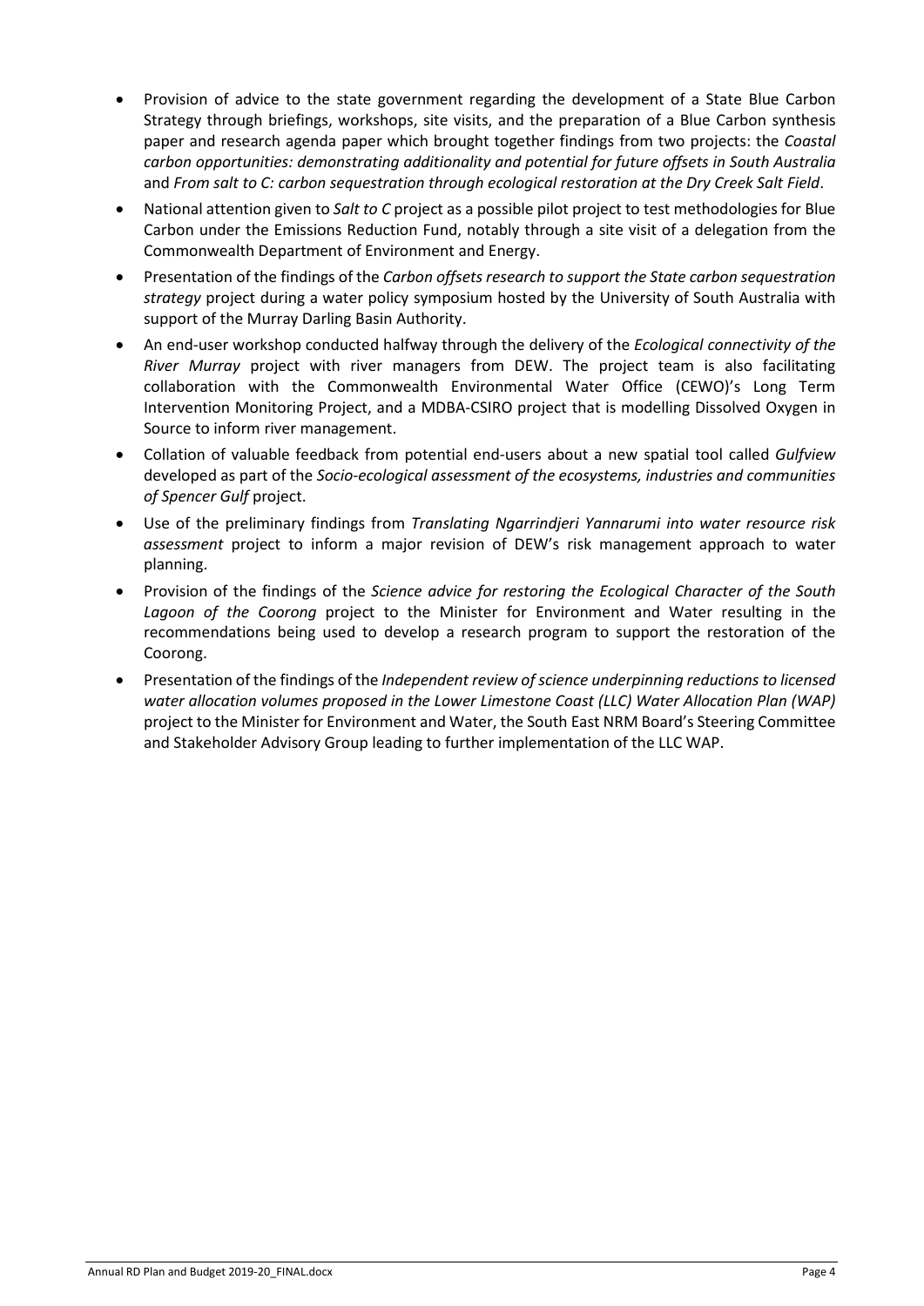- Provision of advice to the state government regarding the development of a State Blue Carbon Strategy through briefings, workshops, site visits, and the preparation of a Blue Carbon synthesis paper and research agenda paper which brought together findings from two projects: the *Coastal carbon opportunities: demonstrating additionality and potential for future offsets in South Australia* and *From salt to C: carbon sequestration through ecological restoration at the Dry Creek Salt Field*.
- National attention given to *Salt to C* project as a possible pilot project to test methodologies for Blue Carbon under the Emissions Reduction Fund, notably through a site visit of a delegation from the Commonwealth Department of Environment and Energy.
- Presentation of the findings of the *Carbon offsets research to support the State carbon sequestration strategy* project during a water policy symposium hosted by the University of South Australia with support of the Murray Darling Basin Authority.
- An end-user workshop conducted halfway through the delivery of the *Ecological connectivity of the River Murray* project with river managers from DEW. The project team is also facilitating collaboration with the Commonwealth Environmental Water Office (CEWO)'s Long Term Intervention Monitoring Project, and a MDBA-CSIRO project that is modelling Dissolved Oxygen in Source to inform river management.
- Collation of valuable feedback from potential end-users about a new spatial tool called *Gulfview* developed as part of the *Socio-ecological assessment of the ecosystems, industries and communities of Spencer Gulf* project.
- Use of the preliminary findings from *Translating Ngarrindjeri Yannarumi into water resource risk assessment* project to inform a major revision of DEW's risk management approach to water planning.
- Provision of the findings of the *Science advice for restoring the Ecological Character of the South Lagoon of the Coorong* project to the Minister for Environment and Water resulting in the recommendations being used to develop a research program to support the restoration of the Coorong.
- Presentation of the findings of the *Independent review of science underpinning reductions to licensed water allocation volumes proposed in the Lower Limestone Coast (LLC) Water Allocation Plan (WAP)* project to the Minister for Environment and Water, the South East NRM Board's Steering Committee and Stakeholder Advisory Group leading to further implementation of the LLC WAP.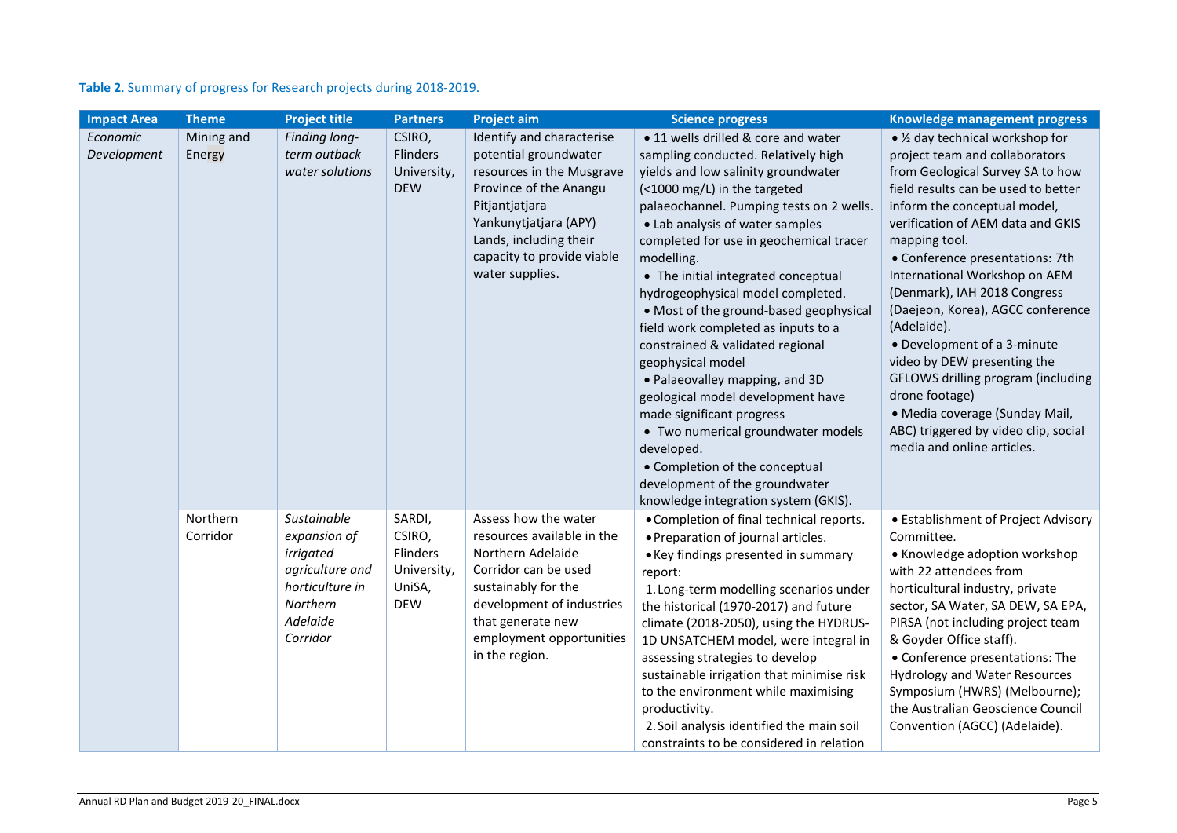**Table 2**. Summary of progress for Research projects during 2018-2019.

| Impact Area | Theme | Project title | Partners | Project aim | Science progress | Knowledge management progress |
|---|---|---|---|---|---|---|
| *Economic Development* | Mining and Energy | *Finding long-term outback water solutions* | CSIRO, Flinders University, DEW | Identify and characterise potential groundwater resources in the Musgrave Province of the Anangu Pitjantjatjara Yankunytjatjara (APY) Lands, including their capacity to provide viable water supplies. | • 11 wells drilled & core and water sampling conducted. Relatively high yields and low salinity groundwater (<1000 mg/L) in the targeted palaeochannel. Pumping tests on 2 wells. <br> • Lab analysis of water samples completed for use in geochemical tracer modelling. <br> • The initial integrated conceptual hydrogeophysical model completed. <br> • Most of the ground-based geophysical field work completed as inputs to a constrained & validated regional geophysical model <br> • Palaeovalley mapping, and 3D geological model development have made significant progress <br> • Two numerical groundwater models developed. <br> • Completion of the conceptual development of the groundwater knowledge integration system (GKIS). | • ½ day technical workshop for project team and collaborators from Geological Survey SA to how field results can be used to better inform the conceptual model, verification of AEM data and GKIS mapping tool. <br> • Conference presentations: 7th International Workshop on AEM (Denmark), IAH 2018 Congress (Daejeon, Korea), AGCC conference (Adelaide). <br> • Development of a 3-minute video by DEW presenting the GFLOWS drilling program (including drone footage) <br> • Media coverage (Sunday Mail, ABC) triggered by video clip, social media and online articles. |
| | Northern Corridor | *Sustainable expansion of irrigated agriculture and horticulture in Northern Adelaide Corridor* | SARDI, CSIRO, Flinders University, UniSA, DEW | Assess how the water resources available in the Northern Adelaide Corridor can be used sustainably for the development of industries that generate new employment opportunities in the region. | • Completion of final technical reports. <br> • Preparation of journal articles. <br> • Key findings presented in summary report: <br> 1. Long-term modelling scenarios under the historical (1970-2017) and future climate (2018-2050), using the HYDRUS-1D UNSATCHEM model, were integral in assessing strategies to develop sustainable irrigation that minimise risk to the environment while maximising productivity. <br> 2. Soil analysis identified the main soil constraints to be considered in relation | • Establishment of Project Advisory Committee. <br> • Knowledge adoption workshop with 22 attendees from horticultural industry, private sector, SA Water, SA DEW, SA EPA, PIRSA (not including project team & Goyder Office staff). <br> • Conference presentations: The Hydrology and Water Resources Symposium (HWRS) (Melbourne); the Australian Geoscience Council Convention (AGCC) (Adelaide). |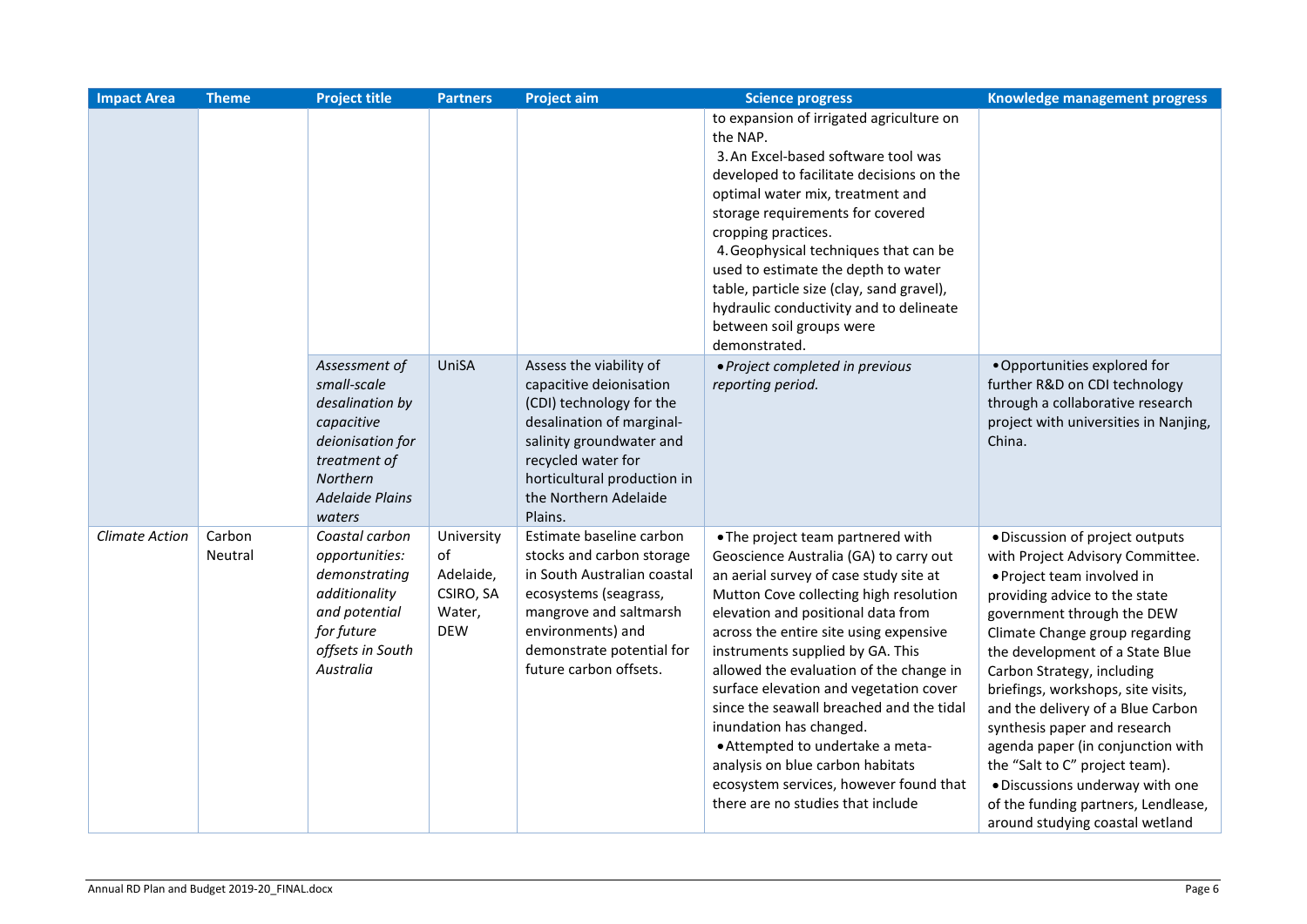| Impact Area | Theme | Project title | Partners | Project aim | Science progress | Knowledge management progress |
|---|---|---|---|---|---|---|
| | | | | | to expansion of irrigated agriculture on the NAP.<br>3. An Excel-based software tool was developed to facilitate decisions on the optimal water mix, treatment and storage requirements for covered cropping practices.<br>4. Geophysical techniques that can be used to estimate the depth to water table, particle size (clay, sand gravel), hydraulic conductivity and to delineate between soil groups were demonstrated. | |
| | | *Assessment of small-scale desalination by capacitive deionisation for treatment of Northern Adelaide Plains waters* | UniSA | Assess the viability of capacitive deionisation (CDI) technology for the desalination of marginal-salinity groundwater and recycled water for horticultural production in the Northern Adelaide Plains. | • *Project completed in previous reporting period.* | • Opportunities explored for further R&D on CDI technology through a collaborative research project with universities in Nanjing, China. |
| *Climate Action* | Carbon Neutral | *Coastal carbon opportunities: demonstrating additionality and potential for future offsets in South Australia* | University of Adelaide, CSIRO, SA Water, DEW | Estimate baseline carbon stocks and carbon storage in South Australian coastal ecosystems (seagrass, mangrove and saltmarsh environments) and demonstrate potential for future carbon offsets. | • The project team partnered with Geoscience Australia (GA) to carry out an aerial survey of case study site at Mutton Cove collecting high resolution elevation and positional data from across the entire site using expensive instruments supplied by GA. This allowed the evaluation of the change in surface elevation and vegetation cover since the seawall breached and the tidal inundation has changed.<br>• Attempted to undertake a meta-analysis on blue carbon habitats ecosystem services, however found that there are no studies that include | • Discussion of project outputs with Project Advisory Committee.<br>• Project team involved in providing advice to the state government through the DEW Climate Change group regarding the development of a State Blue Carbon Strategy, including briefings, workshops, site visits, and the delivery of a Blue Carbon synthesis paper and research agenda paper (in conjunction with the "Salt to C" project team).<br>• Discussions underway with one of the funding partners, Lendlease, around studying coastal wetland |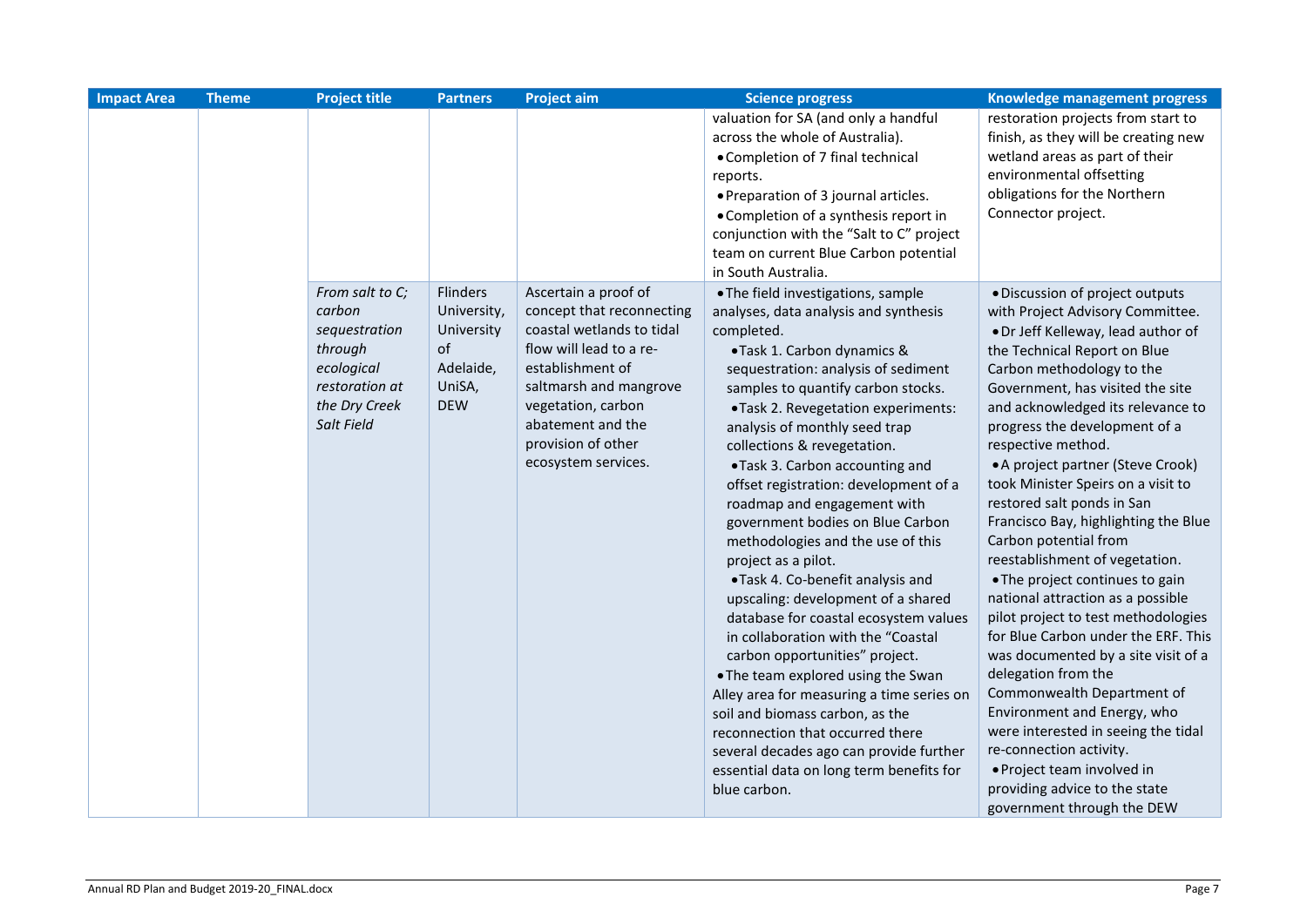| Impact Area | Theme | Project title | Partners | Project aim | Science progress | Knowledge management progress |
|---|---|---|---|---|---|---|
| | | | | | valuation for SA (and only a handful across the whole of Australia).<br>• Completion of 7 final technical reports.<br>• Preparation of 3 journal articles.<br>• Completion of a synthesis report in conjunction with the "Salt to C" project team on current Blue Carbon potential in South Australia. | restoration projects from start to finish, as they will be creating new wetland areas as part of their environmental offsetting obligations for the Northern Connector project. |
| | | *From salt to C; carbon sequestration through ecological restoration at the Dry Creek Salt Field* | Flinders University, University of Adelaide, UniSA, DEW | Ascertain a proof of concept that reconnecting coastal wetlands to tidal flow will lead to a re-establishment of saltmarsh and mangrove vegetation, carbon abatement and the provision of other ecosystem services. | • The field investigations, sample analyses, data analysis and synthesis completed.<br>• Task 1. Carbon dynamics & sequestration: analysis of sediment samples to quantify carbon stocks.<br>• Task 2. Revegetation experiments: analysis of monthly seed trap collections & revegetation.<br>• Task 3. Carbon accounting and offset registration: development of a roadmap and engagement with government bodies on Blue Carbon methodologies and the use of this project as a pilot.<br>• Task 4. Co-benefit analysis and upscaling: development of a shared database for coastal ecosystem values in collaboration with the "Coastal carbon opportunities" project.<br>• The team explored using the Swan Alley area for measuring a time series on soil and biomass carbon, as the reconnection that occurred there several decades ago can provide further essential data on long term benefits for blue carbon. | • Discussion of project outputs with Project Advisory Committee.<br>• Dr Jeff Kelleway, lead author of the Technical Report on Blue Carbon methodology to the Government, has visited the site and acknowledged its relevance to progress the development of a respective method.<br>• A project partner (Steve Crook) took Minister Speirs on a visit to restored salt ponds in San Francisco Bay, highlighting the Blue Carbon potential from reestablishment of vegetation.<br>• The project continues to gain national attraction as a possible pilot project to test methodologies for Blue Carbon under the ERF. This was documented by a site visit of a delegation from the Commonwealth Department of Environment and Energy, who were interested in seeing the tidal re-connection activity.<br>• Project team involved in providing advice to the state government through the DEW |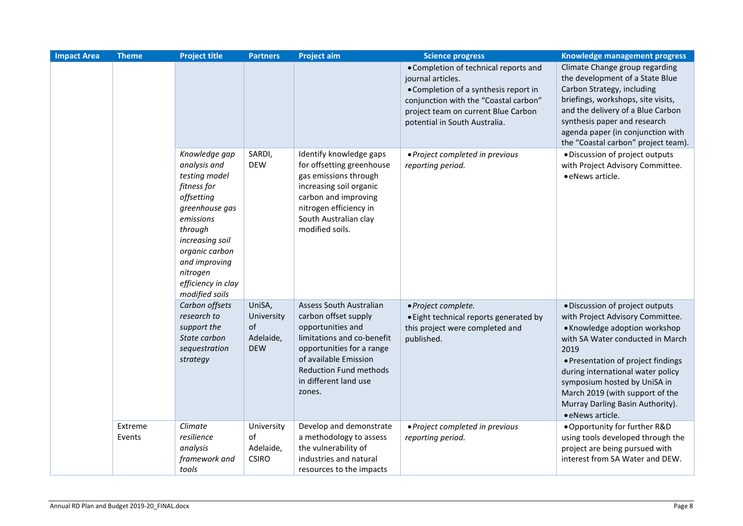| Impact Area | Theme | Project title | Partners | Project aim | Science progress | Knowledge management progress |
|---|---|---|---|---|---|---|
| | | | | | • Completion of technical reports and journal articles.<br>• Completion of a synthesis report in conjunction with the "Coastal carbon" project team on current Blue Carbon potential in South Australia. | Climate Change group regarding the development of a State Blue Carbon Strategy, including briefings, workshops, site visits, and the delivery of a Blue Carbon synthesis paper and research agenda paper (in conjunction with the "Coastal carbon" project team). |
| | | *Knowledge gap analysis and testing model fitness for offsetting greenhouse gas emissions through increasing soil organic carbon and improving nitrogen efficiency in clay modified soils* | SARDI, DEW | Identify knowledge gaps for offsetting greenhouse gas emissions through increasing soil organic carbon and improving nitrogen efficiency in South Australian clay modified soils. | • *Project completed in previous reporting period.* | • Discussion of project outputs with Project Advisory Committee.<br>• eNews article. |
| | | *Carbon offsets research to support the State carbon sequestration strategy* | UniSA, University of Adelaide, DEW | Assess South Australian carbon offset supply opportunities and limitations and co-benefit opportunities for a range of available Emission Reduction Fund methods in different land use zones. | • *Project complete.*<br>• Eight technical reports generated by this project were completed and published. | • Discussion of project outputs with Project Advisory Committee.<br>• Knowledge adoption workshop with SA Water conducted in March 2019<br>• Presentation of project findings during international water policy symposium hosted by UniSA in March 2019 (with support of the Murray Darling Basin Authority).<br>• eNews article. |
| | Extreme Events | *Climate resilience analysis framework and tools* | University of Adelaide, CSIRO | Develop and demonstrate a methodology to assess the vulnerability of industries and natural resources to the impacts | • *Project completed in previous reporting period.* | • Opportunity for further R&D using tools developed through the project are being pursued with interest from SA Water and DEW. |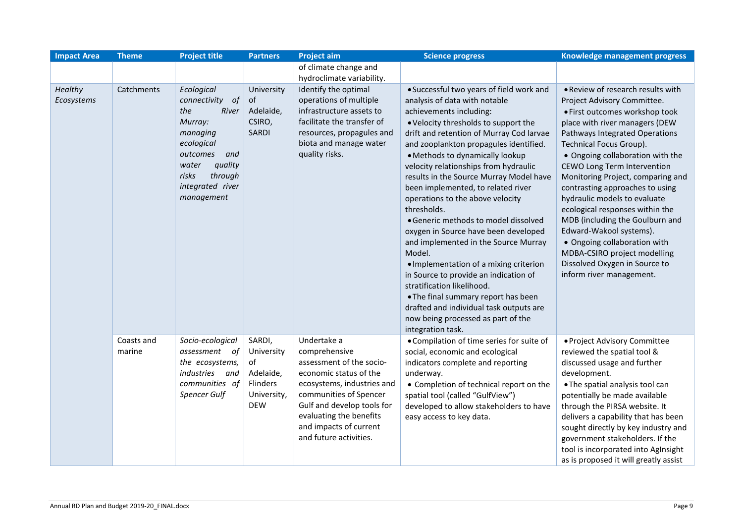| Impact Area | Theme | Project title | Partners | Project aim | Science progress | Knowledge management progress |
|---|---|---|---|---|---|---|
| | | | | of climate change and hydroclimate variability. | | |
| *Healthy Ecosystems* | Catchments | *Ecological connectivity of the River Murray: managing ecological outcomes and water quality risks through integrated river management* | University of Adelaide, CSIRO, SARDI | Identify the optimal operations of multiple infrastructure assets to facilitate the transfer of resources, propagules and biota and manage water quality risks. | • Successful two years of field work and analysis of data with notable achievements including:<br>• Velocity thresholds to support the drift and retention of Murray Cod larvae and zooplankton propagules identified.<br>• Methods to dynamically lookup velocity relationships from hydraulic results in the Source Murray Model have been implemented, to related river operations to the above velocity thresholds.<br>• Generic methods to model dissolved oxygen in Source have been developed and implemented in the Source Murray Model.<br>• Implementation of a mixing criterion in Source to provide an indication of stratification likelihood.<br>• The final summary report has been drafted and individual task outputs are now being processed as part of the integration task. | • Review of research results with Project Advisory Committee.<br>• First outcomes workshop took place with river managers (DEW Pathways Integrated Operations Technical Focus Group).<br>• Ongoing collaboration with the CEWO Long Term Intervention Monitoring Project, comparing and contrasting approaches to using hydraulic models to evaluate ecological responses within the MDB (including the Goulburn and Edward-Wakool systems).<br>• Ongoing collaboration with MDBA-CSIRO project modelling Dissolved Oxygen in Source to inform river management. |
| | Coasts and marine | *Socio-ecological assessment of the ecosystems, industries and communities of Spencer Gulf* | SARDI, University of Adelaide, Flinders University, DEW | Undertake a comprehensive assessment of the socio-economic status of the ecosystems, industries and communities of Spencer Gulf and develop tools for evaluating the benefits and impacts of current and future activities. | • Compilation of time series for suite of social, economic and ecological indicators complete and reporting underway.<br>• Completion of technical report on the spatial tool (called "GulfView") developed to allow stakeholders to have easy access to key data. | • Project Advisory Committee reviewed the spatial tool & discussed usage and further development.<br>• The spatial analysis tool can potentially be made available through the PIRSA website. It delivers a capability that has been sought directly by key industry and government stakeholders. If the tool is incorporated into AgInsight as is proposed it will greatly assist |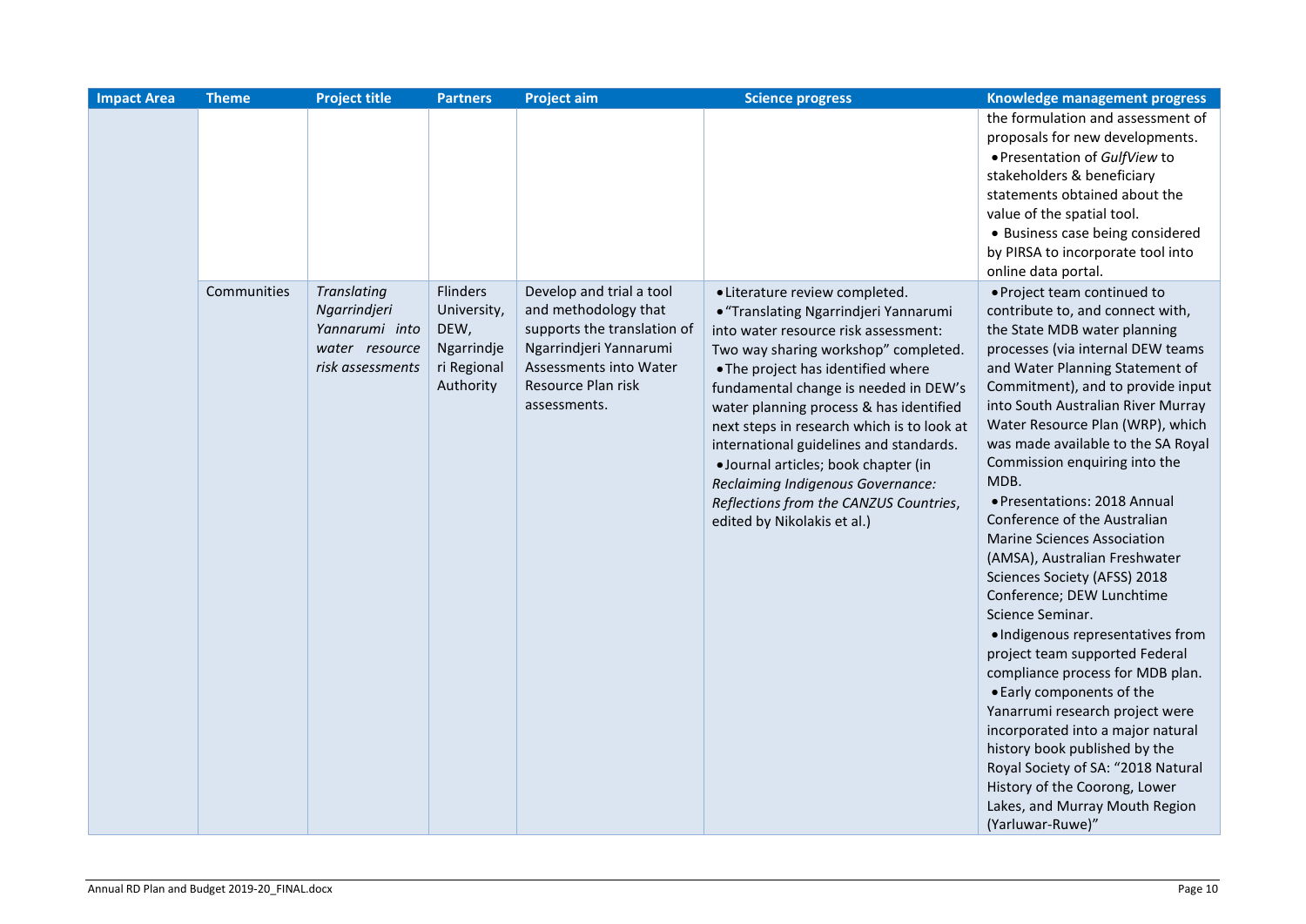| Impact Area | Theme | Project title | Partners | Project aim | Science progress | Knowledge management progress |
|---|---|---|---|---|---|---|
| | | | | | | the formulation and assessment of proposals for new developments.<br>• Presentation of *GulfView* to stakeholders & beneficiary statements obtained about the value of the spatial tool.<br>• Business case being considered by PIRSA to incorporate tool into online data portal. |
| | Communities | *Translating Ngarrindjeri Yannarumi into water resource risk assessments* | Flinders University, DEW, Ngarrindjeri Regional Authority | Develop and trial a tool and methodology that supports the translation of Ngarrindjeri Yannarumi Assessments into Water Resource Plan risk assessments. | • Literature review completed.<br>• "Translating Ngarrindjeri Yannarumi into water resource risk assessment: Two way sharing workshop" completed.<br>• The project has identified where fundamental change is needed in DEW's water planning process & has identified next steps in research which is to look at international guidelines and standards.<br>• Journal articles; book chapter (in *Reclaiming Indigenous Governance: Reflections from the CANZUS Countries*, edited by Nikolakis et al.) | • Project team continued to contribute to, and connect with, the State MDB water planning processes (via internal DEW teams and Water Planning Statement of Commitment), and to provide input into South Australian River Murray Water Resource Plan (WRP), which was made available to the SA Royal Commission enquiring into the MDB.<br>• Presentations: 2018 Annual Conference of the Australian Marine Sciences Association (AMSA), Australian Freshwater Sciences Society (AFSS) 2018 Conference; DEW Lunchtime Science Seminar.<br>• Indigenous representatives from project team supported Federal compliance process for MDB plan.<br>• Early components of the Yanarrumi research project were incorporated into a major natural history book published by the Royal Society of SA: "2018 Natural History of the Coorong, Lower Lakes, and Murray Mouth Region (Yarluwar-Ruwe)" |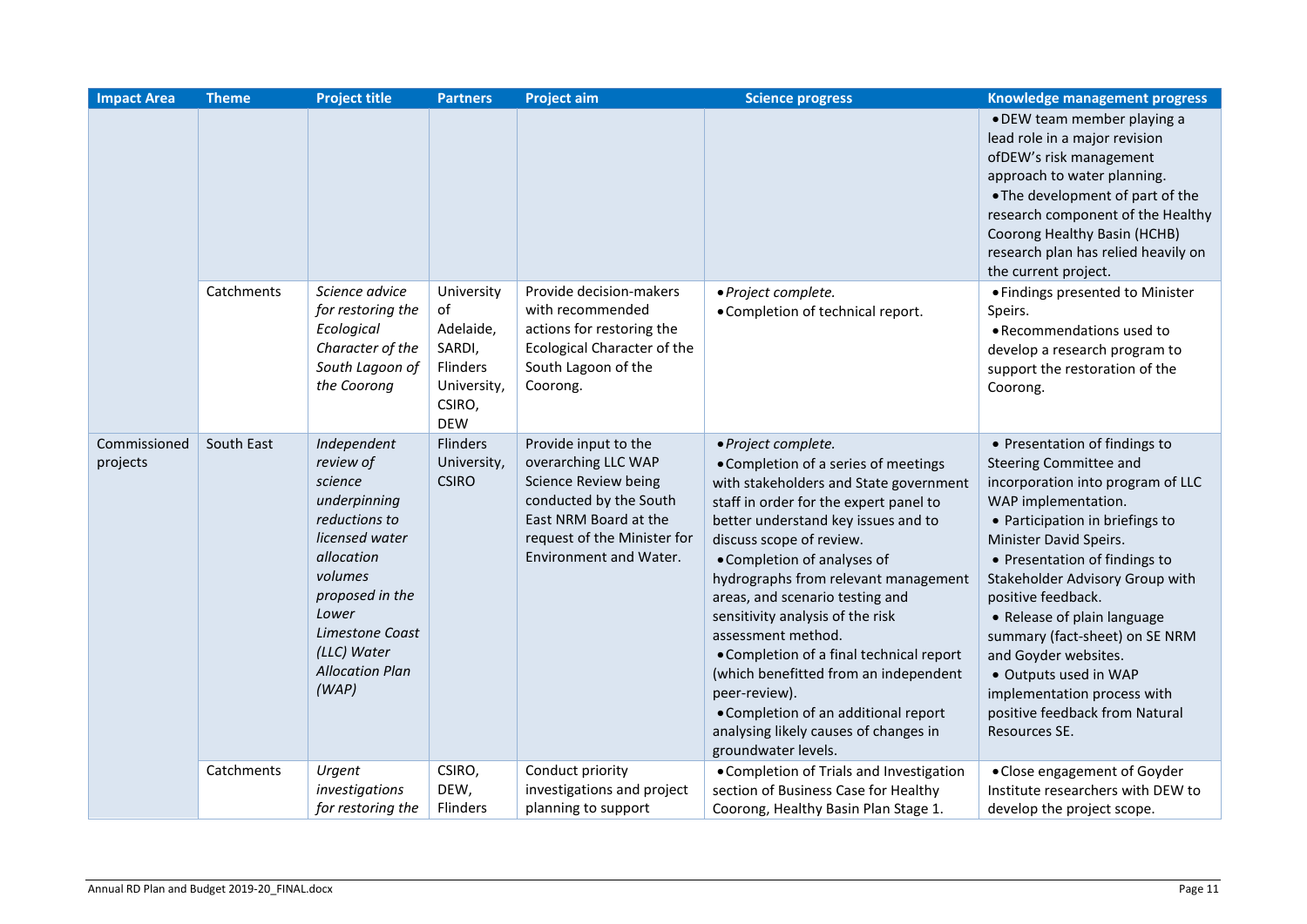| Impact Area | Theme | Project title | Partners | Project aim | Science progress | Knowledge management progress |
|---|---|---|---|---|---|---|
| | | | | | | • DEW team member playing a lead role in a major revision ofDEW's risk management approach to water planning.<br>• The development of part of the research component of the Healthy Coorong Healthy Basin (HCHB) research plan has relied heavily on the current project. |
| | Catchments | *Science advice for restoring the Ecological Character of the South Lagoon of the Coorong* | University of Adelaide, SARDI, Flinders University, CSIRO, DEW | Provide decision-makers with recommended actions for restoring the Ecological Character of the South Lagoon of the Coorong. | • *Project complete.*<br>• Completion of technical report. | • Findings presented to Minister Speirs.<br>• Recommendations used to develop a research program to support the restoration of the Coorong. |
| Commissioned projects | South East | *Independent review of science underpinning reductions to licensed water allocation volumes proposed in the Lower Limestone Coast (LLC) Water Allocation Plan (WAP)* | Flinders University, CSIRO | Provide input to the overarching LLC WAP Science Review being conducted by the South East NRM Board at the request of the Minister for Environment and Water. | • *Project complete.*<br>• Completion of a series of meetings with stakeholders and State government staff in order for the expert panel to better understand key issues and to discuss scope of review.<br>• Completion of analyses of hydrographs from relevant management areas, and scenario testing and sensitivity analysis of the risk assessment method.<br>• Completion of a final technical report (which benefitted from an independent peer-review).<br>• Completion of an additional report analysing likely causes of changes in groundwater levels. | • Presentation of findings to Steering Committee and incorporation into program of LLC WAP implementation.<br>• Participation in briefings to Minister David Speirs.<br>• Presentation of findings to Stakeholder Advisory Group with positive feedback.<br>• Release of plain language summary (fact-sheet) on SE NRM and Goyder websites.<br>• Outputs used in WAP implementation process with positive feedback from Natural Resources SE. |
| | Catchments | *Urgent investigations for restoring the* | CSIRO, DEW, Flinders | Conduct priority investigations and project planning to support | • Completion of Trials and Investigation section of Business Case for Healthy Coorong, Healthy Basin Plan Stage 1. | • Close engagement of Goyder Institute researchers with DEW to develop the project scope. |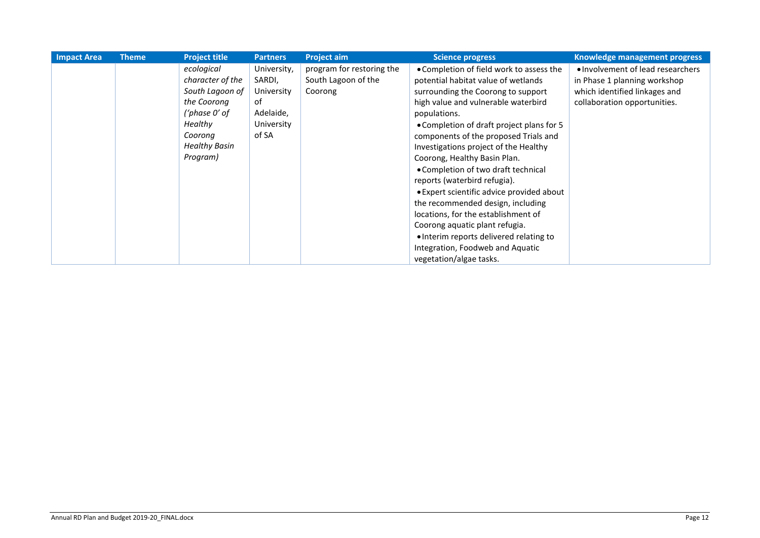| Impact Area | Theme | Project title | Partners | Project aim | Science progress | Knowledge management progress |
|---|---|---|---|---|---|---|
| | | *ecological character of the South Lagoon of the Coorong ('phase 0' of Healthy Coorong Healthy Basin Program)* | University, SARDI, University of Adelaide, University of SA | program for restoring the South Lagoon of the Coorong | • Completion of field work to assess the potential habitat value of wetlands surrounding the Coorong to support high value and vulnerable waterbird populations.<br>• Completion of draft project plans for 5 components of the proposed Trials and Investigations project of the Healthy Coorong, Healthy Basin Plan.<br>• Completion of two draft technical reports (waterbird refugia).<br>• Expert scientific advice provided about the recommended design, including locations, for the establishment of Coorong aquatic plant refugia.<br>• Interim reports delivered relating to Integration, Foodweb and Aquatic vegetation/algae tasks. | • Involvement of lead researchers in Phase 1 planning workshop which identified linkages and collaboration opportunities. |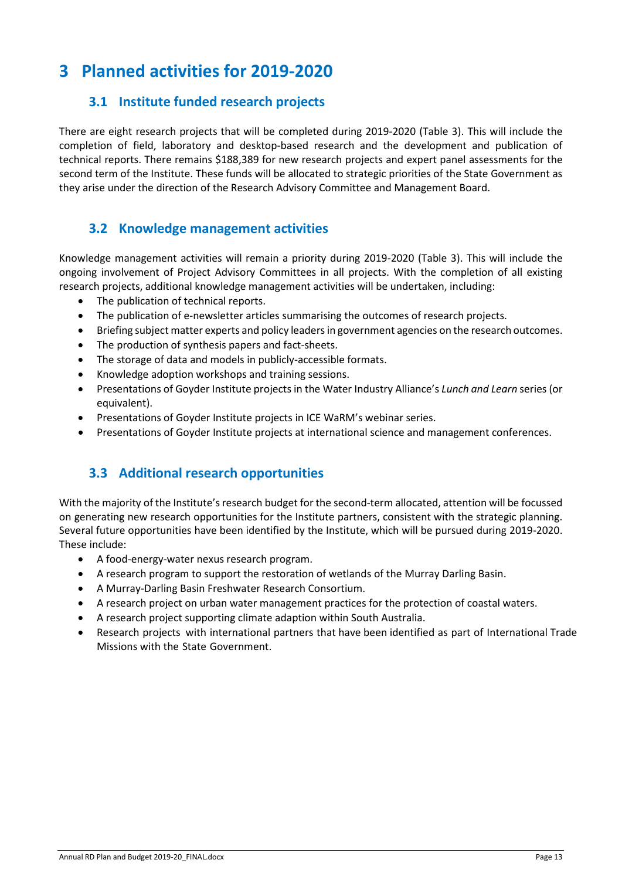# 3 Planned activities for 2019-2020

## 3.1 Institute funded research projects

There are eight research projects that will be completed during 2019-2020 (Table 3). This will include the completion of field, laboratory and desktop-based research and the development and publication of technical reports. There remains $188,389 for new research projects and expert panel assessments for the second term of the Institute. These funds will be allocated to strategic priorities of the State Government as they arise under the direction of the Research Advisory Committee and Management Board.

## 3.2 Knowledge management activities

Knowledge management activities will remain a priority during 2019-2020 (Table 3). This will include the ongoing involvement of Project Advisory Committees in all projects. With the completion of all existing research projects, additional knowledge management activities will be undertaken, including:

- The publication of technical reports.
- The publication of e-newsletter articles summarising the outcomes of research projects.
- Briefing subject matter experts and policy leaders in government agencies on the research outcomes.
- The production of synthesis papers and fact-sheets.
- The storage of data and models in publicly-accessible formats.
- Knowledge adoption workshops and training sessions.
- Presentations of Goyder Institute projects in the Water Industry Alliance's *Lunch and Learn* series (or equivalent).
- Presentations of Goyder Institute projects in ICE WaRM's webinar series.
- Presentations of Goyder Institute projects at international science and management conferences.

## 3.3 Additional research opportunities

With the majority of the Institute's research budget for the second-term allocated, attention will be focussed on generating new research opportunities for the Institute partners, consistent with the strategic planning. Several future opportunities have been identified by the Institute, which will be pursued during 2019-2020. These include:

- A food-energy-water nexus research program.
- A research program to support the restoration of wetlands of the Murray Darling Basin.
- A Murray-Darling Basin Freshwater Research Consortium.
- A research project on urban water management practices for the protection of coastal waters.
- A research project supporting climate adaption within South Australia.
- Research projects with international partners that have been identified as part of International Trade Missions with the State Government.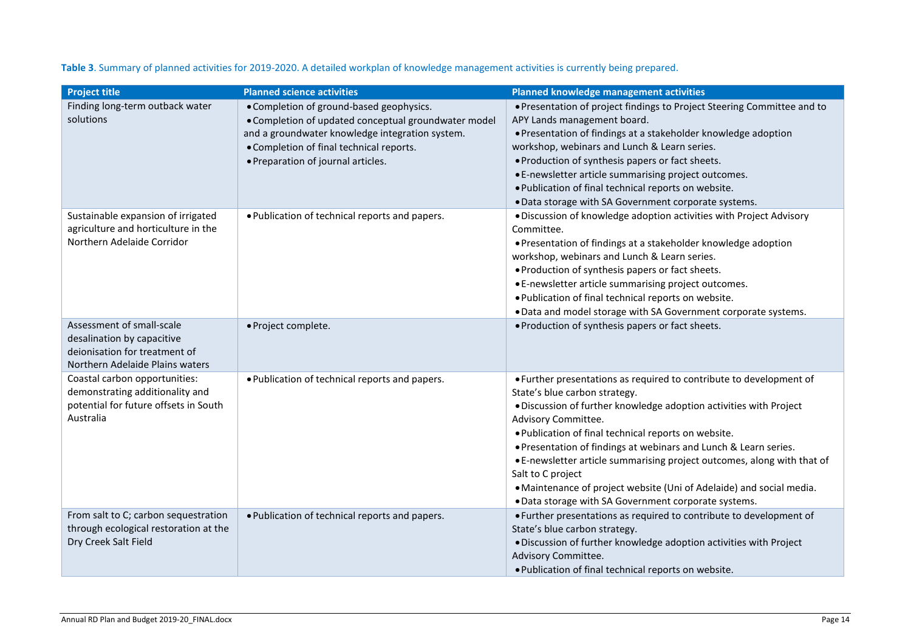**Table 3**. Summary of planned activities for 2019-2020. A detailed workplan of knowledge management activities is currently being prepared.

| Project title | Planned science activities | Planned knowledge management activities |
|---|---|---|
| Finding long-term outback water solutions | • Completion of ground-based geophysics.<br>• Completion of updated conceptual groundwater model and a groundwater knowledge integration system.<br>• Completion of final technical reports.<br>• Preparation of journal articles. | • Presentation of project findings to Project Steering Committee and to APY Lands management board.<br>• Presentation of findings at a stakeholder knowledge adoption workshop, webinars and Lunch & Learn series.<br>• Production of synthesis papers or fact sheets.<br>• E-newsletter article summarising project outcomes.<br>• Publication of final technical reports on website.<br>• Data storage with SA Government corporate systems. |
| Sustainable expansion of irrigated agriculture and horticulture in the Northern Adelaide Corridor | • Publication of technical reports and papers. | • Discussion of knowledge adoption activities with Project Advisory Committee.<br>• Presentation of findings at a stakeholder knowledge adoption workshop, webinars and Lunch & Learn series.<br>• Production of synthesis papers or fact sheets.<br>• E-newsletter article summarising project outcomes.<br>• Publication of final technical reports on website.<br>• Data and model storage with SA Government corporate systems. |
| Assessment of small-scale desalination by capacitive deionisation for treatment of Northern Adelaide Plains waters | • Project complete. | • Production of synthesis papers or fact sheets. |
| Coastal carbon opportunities: demonstrating additionality and potential for future offsets in South Australia | • Publication of technical reports and papers. | • Further presentations as required to contribute to development of State's blue carbon strategy.<br>• Discussion of further knowledge adoption activities with Project Advisory Committee.<br>• Publication of final technical reports on website.<br>• Presentation of findings at webinars and Lunch & Learn series.<br>• E-newsletter article summarising project outcomes, along with that of Salt to C project<br>• Maintenance of project website (Uni of Adelaide) and social media.<br>• Data storage with SA Government corporate systems. |
| From salt to C; carbon sequestration through ecological restoration at the Dry Creek Salt Field | • Publication of technical reports and papers. | • Further presentations as required to contribute to development of State's blue carbon strategy.<br>• Discussion of further knowledge adoption activities with Project Advisory Committee.<br>• Publication of final technical reports on website. |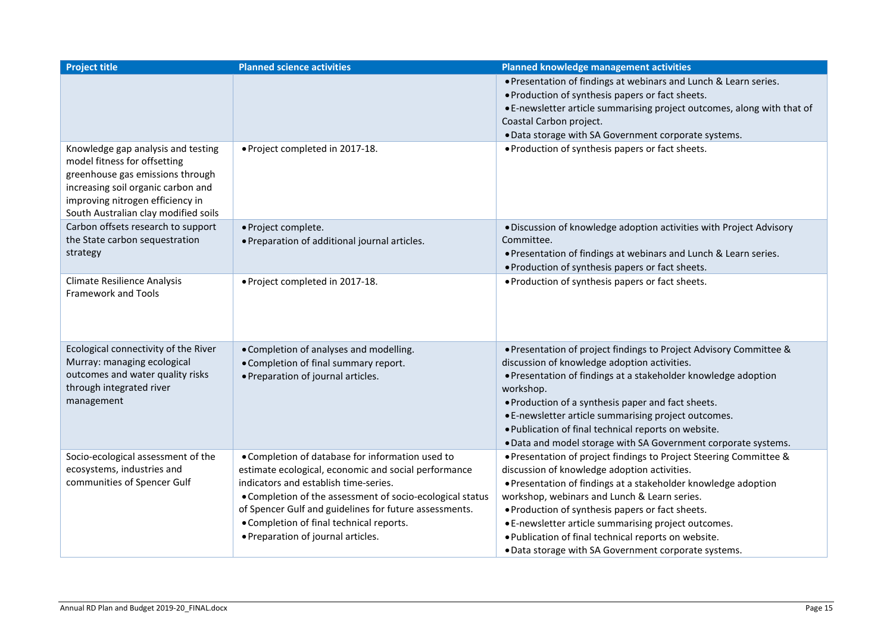| Project title | Planned science activities | Planned knowledge management activities |
|---|---|---|
| | | • Presentation of findings at webinars and Lunch & Learn series.<br>• Production of synthesis papers or fact sheets.<br>• E-newsletter article summarising project outcomes, along with that of Coastal Carbon project.<br>• Data storage with SA Government corporate systems. |
| Knowledge gap analysis and testing model fitness for offsetting greenhouse gas emissions through increasing soil organic carbon and improving nitrogen efficiency in South Australian clay modified soils | • Project completed in 2017-18. | • Production of synthesis papers or fact sheets. |
| Carbon offsets research to support the State carbon sequestration strategy | • Project complete.<br>• Preparation of additional journal articles. | • Discussion of knowledge adoption activities with Project Advisory Committee.<br>• Presentation of findings at webinars and Lunch & Learn series.<br>• Production of synthesis papers or fact sheets. |
| Climate Resilience Analysis Framework and Tools | • Project completed in 2017-18. | • Production of synthesis papers or fact sheets. |
| Ecological connectivity of the River Murray: managing ecological outcomes and water quality risks through integrated river management | • Completion of analyses and modelling.<br>• Completion of final summary report.<br>• Preparation of journal articles. | • Presentation of project findings to Project Advisory Committee & discussion of knowledge adoption activities.<br>• Presentation of findings at a stakeholder knowledge adoption workshop.<br>• Production of a synthesis paper and fact sheets.<br>• E-newsletter article summarising project outcomes.<br>• Publication of final technical reports on website.<br>• Data and model storage with SA Government corporate systems. |
| Socio-ecological assessment of the ecosystems, industries and communities of Spencer Gulf | • Completion of database for information used to estimate ecological, economic and social performance indicators and establish time-series.<br>• Completion of the assessment of socio-ecological status of Spencer Gulf and guidelines for future assessments.<br>• Completion of final technical reports.<br>• Preparation of journal articles. | • Presentation of project findings to Project Steering Committee & discussion of knowledge adoption activities.<br>• Presentation of findings at a stakeholder knowledge adoption workshop, webinars and Lunch & Learn series.<br>• Production of synthesis papers or fact sheets.<br>• E-newsletter article summarising project outcomes.<br>• Publication of final technical reports on website.<br>• Data storage with SA Government corporate systems. |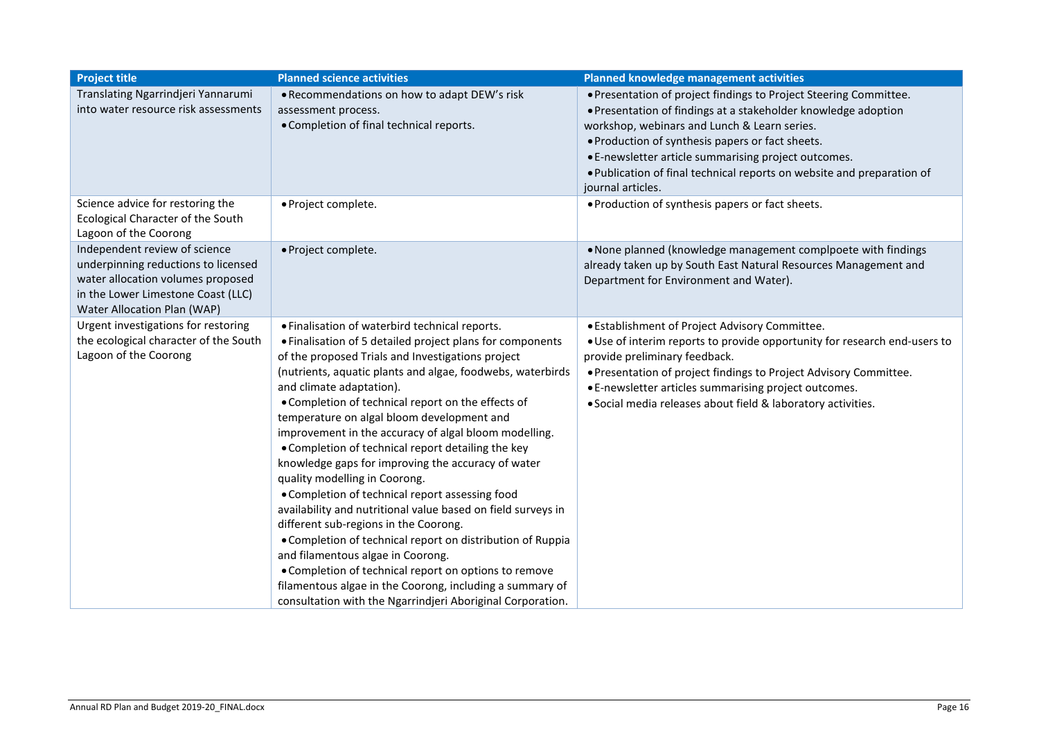| Project title | Planned science activities | Planned knowledge management activities |
|---|---|---|
| Translating Ngarrindjeri Yannarumi into water resource risk assessments | • Recommendations on how to adapt DEW's risk assessment process.<br>• Completion of final technical reports. | • Presentation of project findings to Project Steering Committee.<br>• Presentation of findings at a stakeholder knowledge adoption workshop, webinars and Lunch & Learn series.<br>• Production of synthesis papers or fact sheets.<br>• E-newsletter article summarising project outcomes.<br>• Publication of final technical reports on website and preparation of journal articles. |
| Science advice for restoring the Ecological Character of the South Lagoon of the Coorong | • Project complete. | • Production of synthesis papers or fact sheets. |
| Independent review of science underpinning reductions to licensed water allocation volumes proposed in the Lower Limestone Coast (LLC) Water Allocation Plan (WAP) | • Project complete. | • None planned (knowledge management complpoete with findings already taken up by South East Natural Resources Management and Department for Environment and Water). |
| Urgent investigations for restoring the ecological character of the South Lagoon of the Coorong | • Finalisation of waterbird technical reports.<br>• Finalisation of 5 detailed project plans for components of the proposed Trials and Investigations project (nutrients, aquatic plants and algae, foodwebs, waterbirds and climate adaptation).<br>• Completion of technical report on the effects of temperature on algal bloom development and improvement in the accuracy of algal bloom modelling.<br>• Completion of technical report detailing the key knowledge gaps for improving the accuracy of water quality modelling in Coorong.<br>• Completion of technical report assessing food availability and nutritional value based on field surveys in different sub-regions in the Coorong.<br>• Completion of technical report on distribution of Ruppia and filamentous algae in Coorong.<br>• Completion of technical report on options to remove filamentous algae in the Coorong, including a summary of consultation with the Ngarrindjeri Aboriginal Corporation. | • Establishment of Project Advisory Committee.<br>• Use of interim reports to provide opportunity for research end-users to provide preliminary feedback.<br>• Presentation of project findings to Project Advisory Committee.<br>• E-newsletter articles summarising project outcomes.<br>• Social media releases about field & laboratory activities. |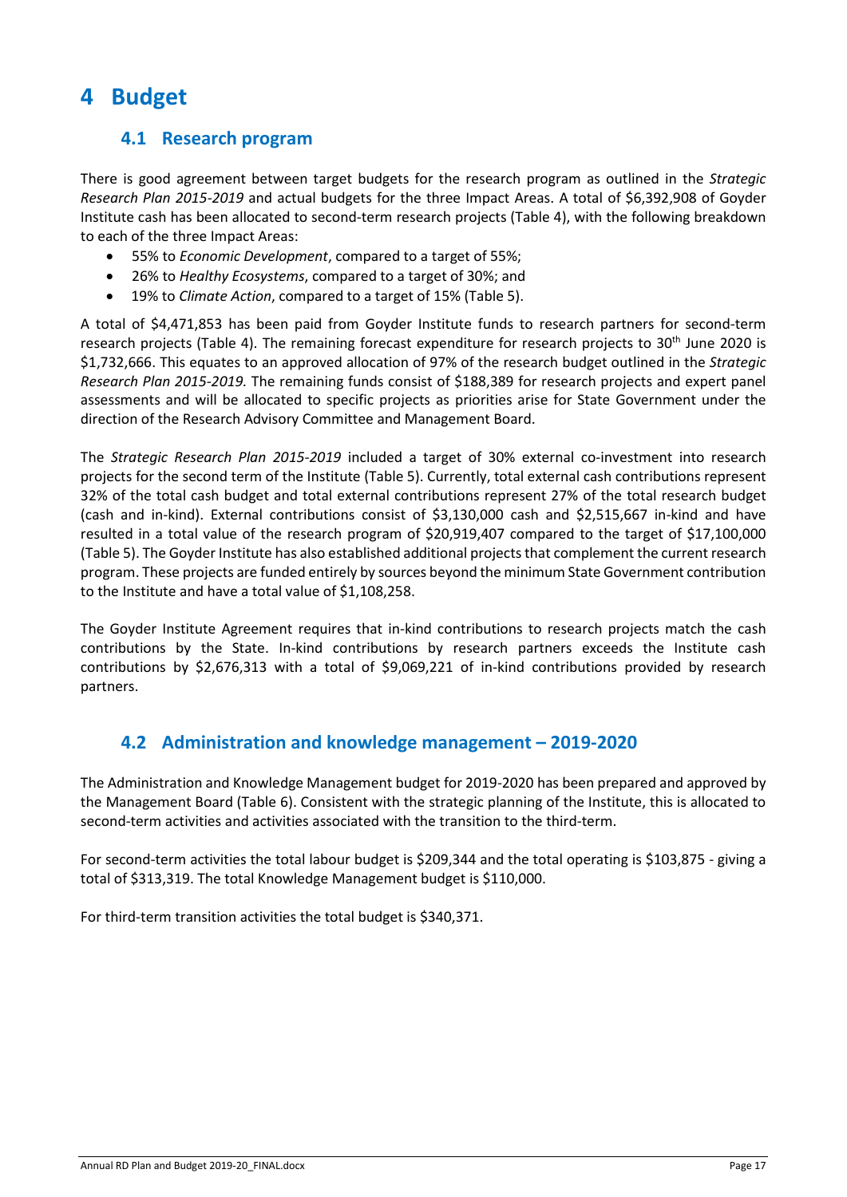# 4 Budget

## 4.1 Research program

There is good agreement between target budgets for the research program as outlined in the *Strategic Research Plan 2015-2019* and actual budgets for the three Impact Areas. A total of $6,392,908 of Goyder Institute cash has been allocated to second-term research projects (Table 4), with the following breakdown to each of the three Impact Areas:

- 55% to *Economic Development*, compared to a target of 55%;
- 26% to *Healthy Ecosystems*, compared to a target of 30%; and
- 19% to *Climate Action*, compared to a target of 15% (Table 5).

A total of $4,471,853 has been paid from Goyder Institute funds to research partners for second-term research projects (Table 4). The remaining forecast expenditure for research projects to 30th June 2020 is $1,732,666. This equates to an approved allocation of 97% of the research budget outlined in the *Strategic Research Plan 2015-2019.* The remaining funds consist of $188,389 for research projects and expert panel assessments and will be allocated to specific projects as priorities arise for State Government under the direction of the Research Advisory Committee and Management Board.

The *Strategic Research Plan 2015-2019* included a target of 30% external co-investment into research projects for the second term of the Institute (Table 5). Currently, total external cash contributions represent 32% of the total cash budget and total external contributions represent 27% of the total research budget (cash and in-kind). External contributions consist of $3,130,000 cash and $2,515,667 in-kind and have resulted in a total value of the research program of $20,919,407 compared to the target of $17,100,000 (Table 5). The Goyder Institute has also established additional projects that complement the current research program. These projects are funded entirely by sources beyond the minimum State Government contribution to the Institute and have a total value of $1,108,258.

The Goyder Institute Agreement requires that in-kind contributions to research projects match the cash contributions by the State. In-kind contributions by research partners exceeds the Institute cash contributions by $2,676,313 with a total of $9,069,221 of in-kind contributions provided by research partners.

## 4.2 Administration and knowledge management – 2019-2020

The Administration and Knowledge Management budget for 2019-2020 has been prepared and approved by the Management Board (Table 6). Consistent with the strategic planning of the Institute, this is allocated to second-term activities and activities associated with the transition to the third-term.

For second-term activities the total labour budget is $209,344 and the total operating is $103,875 - giving a total of $313,319. The total Knowledge Management budget is $110,000.

For third-term transition activities the total budget is $340,371.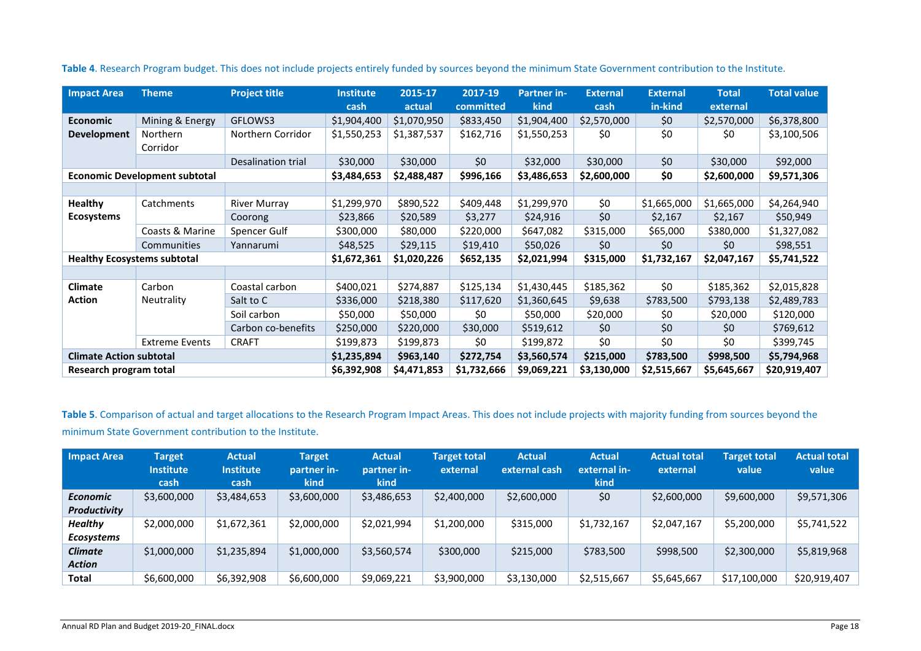**Table 4**. Research Program budget. This does not include projects entirely funded by sources beyond the minimum State Government contribution to the Institute.

| Impact Area | Theme | Project title | Institute cash | 2015-17 actual | 2017-19 committed | Partner in-kind | External cash | External in-kind | Total external | Total value |
|---|---|---|---|---|---|---|---|---|---|---|
| **Economic Development** | Mining & Energy | GFLOWS3 | $1,904,400 | $1,070,950 | $833,450 | $1,904,400 | $2,570,000 | $0 | $2,570,000 | $6,378,800 |
| | Northern Corridor | Northern Corridor | $1,550,253 | $1,387,537 | $162,716 | $1,550,253 | $0 | $0 | $0 | $3,100,506 |
| | | Desalination trial | $30,000 | $30,000 | $0 | $32,000 | $30,000 | $0 | $30,000 | $92,000 |
| **Economic Development subtotal** | | | **$3,484,653** | **$2,488,487** | **$996,166** | **$3,486,653** | **$2,600,000** | **$0** | **$2,600,000** | **$9,571,306** |
| | | | | | | | | | | |
| **Healthy Ecosystems** | Catchments | River Murray | $1,299,970 | $890,522 | $409,448 | $1,299,970 | $0 | $1,665,000 | $1,665,000 | $4,264,940 |
| | | Coorong | $23,866 | $20,589 | $3,277 | $24,916 | $0 | $2,167 | $2,167 | $50,949 |
| | Coasts & Marine | Spencer Gulf | $300,000 | $80,000 | $220,000 | $647,082 | $315,000 | $65,000 | $380,000 | $1,327,082 |
| | Communities | Yannarumi | $48,525 | $29,115 | $19,410 | $50,026 | $0 | $0 | $0 | $98,551 |
| **Healthy Ecosystems subtotal** | | | **$1,672,361** | **$1,020,226** | **$652,135** | **$2,021,994** | **$315,000** | **$1,732,167** | **$2,047,167** | **$5,741,522** |
| | | | | | | | | | | |
| **Climate Action** | Carbon Neutrality | Coastal carbon | $400,021 | $274,887 | $125,134 | $1,430,445 | $185,362 | $0 | $185,362 | $2,015,828 |
| | | Salt to C | $336,000 | $218,380 | $117,620 | $1,360,645 | $9,638 | $783,500 | $793,138 | $2,489,783 |
| | | Soil carbon | $50,000 | $50,000 | $0 | $50,000 | $20,000 | $0 | $20,000 | $120,000 |
| | | Carbon co-benefits | $250,000 | $220,000 | $30,000 | $519,612 | $0 | $0 | $0 | $769,612 |
| | Extreme Events | CRAFT | $199,873 | $199,873 | $0 | $199,872 | $0 | $0 | $0 | $399,745 |
| **Climate Action subtotal** | | | **$1,235,894** | **$963,140** | **$272,754** | **$3,560,574** | **$215,000** | **$783,500** | **$998,500** | **$5,794,968** |
| **Research program total** | | | **$6,392,908** | **$4,471,853** | **$1,732,666** | **$9,069,221** | **$3,130,000** | **$2,515,667** | **$5,645,667** | **$20,919,407** |

**Table 5**. Comparison of actual and target allocations to the Research Program Impact Areas. This does not include projects with majority funding from sources beyond the minimum State Government contribution to the Institute.

| Impact Area | Target Institute cash | Actual Institute cash | Target partner in-kind | Actual partner in-kind | Target total external | Actual external cash | Actual external in-kind | Actual total external | Target total value | Actual total value |
|---|---|---|---|---|---|---|---|---|---|---|
| ***Economic Productivity*** | $3,600,000 | $3,484,653 | $3,600,000 | $3,486,653 | $2,400,000 | $2,600,000 | $0 | $2,600,000 | $9,600,000 | $9,571,306 |
| ***Healthy Ecosystems*** | $2,000,000 | $1,672,361 | $2,000,000 | $2,021,994 | $1,200,000 | $315,000 | $1,732,167 | $2,047,167 | $5,200,000 | $5,741,522 |
| ***Climate Action*** | $1,000,000 | $1,235,894 | $1,000,000 | $3,560,574 | $300,000 | $215,000 | $783,500 | $998,500 | $2,300,000 | $5,819,968 |
| **Total** | $6,600,000 | $6,392,908 | $6,600,000 | $9,069,221 | $3,900,000 | $3,130,000 | $2,515,667 | $5,645,667 | $17,100,000 | $20,919,407 |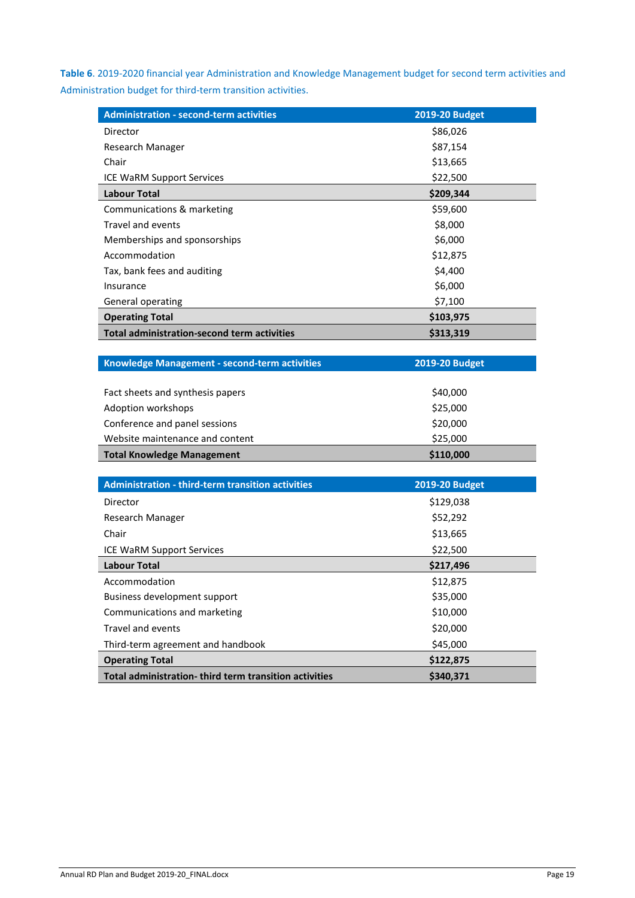**Table 6**. 2019-2020 financial year Administration and Knowledge Management budget for second term activities and Administration budget for third-term transition activities.

| Administration - second-term activities | 2019-20 Budget |
|---|---|
| Director | $86,026 |
| Research Manager | $87,154 |
| Chair | $13,665 |
| ICE WaRM Support Services | $22,500 |
| **Labour Total** | **$209,344** |
| Communications & marketing | $59,600 |
| Travel and events | $8,000 |
| Memberships and sponsorships | $6,000 |
| Accommodation | $12,875 |
| Tax, bank fees and auditing | $4,400 |
| Insurance | $6,000 |
| General operating | $7,100 |
| **Operating Total** | **$103,975** |
| **Total administration-second term activities** | **$313,319** |

| Knowledge Management - second-term activities | 2019-20 Budget |
|---|---|
| Fact sheets and synthesis papers | $40,000 |
| Adoption workshops | $25,000 |
| Conference and panel sessions | $20,000 |
| Website maintenance and content | $25,000 |
| **Total Knowledge Management** | **$110,000** |

| Administration - third-term transition activities | 2019-20 Budget |
|---|---|
| Director | $129,038 |
| Research Manager | $52,292 |
| Chair | $13,665 |
| ICE WaRM Support Services | $22,500 |
| **Labour Total** | **$217,496** |
| Accommodation | $12,875 |
| Business development support | $35,000 |
| Communications and marketing | $10,000 |
| Travel and events | $20,000 |
| Third-term agreement and handbook | $45,000 |
| **Operating Total** | **$122,875** |
| **Total administration- third term transition activities** | **$340,371** |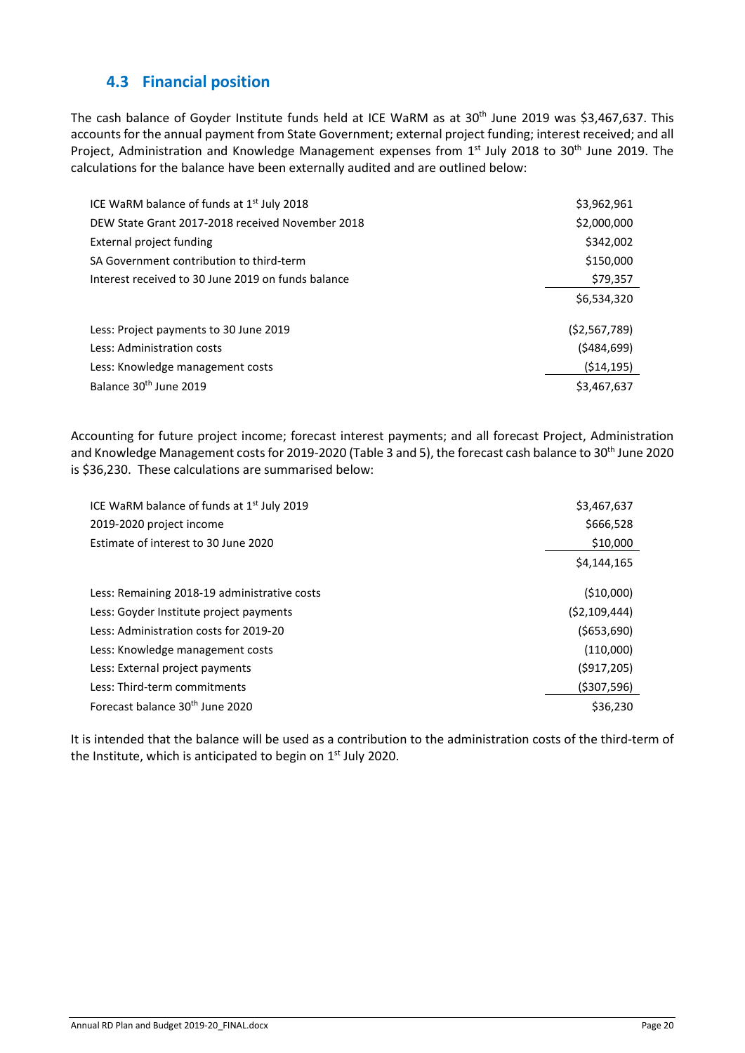## 4.3 Financial position

The cash balance of Goyder Institute funds held at ICE WaRM as at 30th June 2019 was $3,467,637. This accounts for the annual payment from State Government; external project funding; interest received; and all Project, Administration and Knowledge Management expenses from 1st July 2018 to 30th June 2019. The calculations for the balance have been externally audited and are outlined below:

| | |
|---|---|
| ICE WaRM balance of funds at 1st July 2018 | $3,962,961 |
| DEW State Grant 2017-2018 received November 2018 | $2,000,000 |
| External project funding | $342,002 |
| SA Government contribution to third-term | $150,000 |
| Interest received to 30 June 2019 on funds balance | $79,357 |
| | $6,534,320 |
| Less: Project payments to 30 June 2019 | ($2,567,789) |
| Less: Administration costs | ($484,699) |
| Less: Knowledge management costs | ($14,195) |
| Balance 30th June 2019 | $3,467,637 |

Accounting for future project income; forecast interest payments; and all forecast Project, Administration and Knowledge Management costs for 2019-2020 (Table 3 and 5), the forecast cash balance to 30th June 2020 is $36,230. These calculations are summarised below:

| | |
|---|---|
| ICE WaRM balance of funds at 1st July 2019 | $3,467,637 |
| 2019-2020 project income | $666,528 |
| Estimate of interest to 30 June 2020 | $10,000 |
| | $4,144,165 |
| Less: Remaining 2018-19 administrative costs | ($10,000) |
| Less: Goyder Institute project payments | ($2,109,444) |
| Less: Administration costs for 2019-20 | ($653,690) |
| Less: Knowledge management costs | (110,000) |
| Less: External project payments | ($917,205) |
| Less: Third-term commitments | ($307,596) |
| Forecast balance 30th June 2020 | $36,230 |

It is intended that the balance will be used as a contribution to the administration costs of the third-term of the Institute, which is anticipated to begin on 1st July 2020.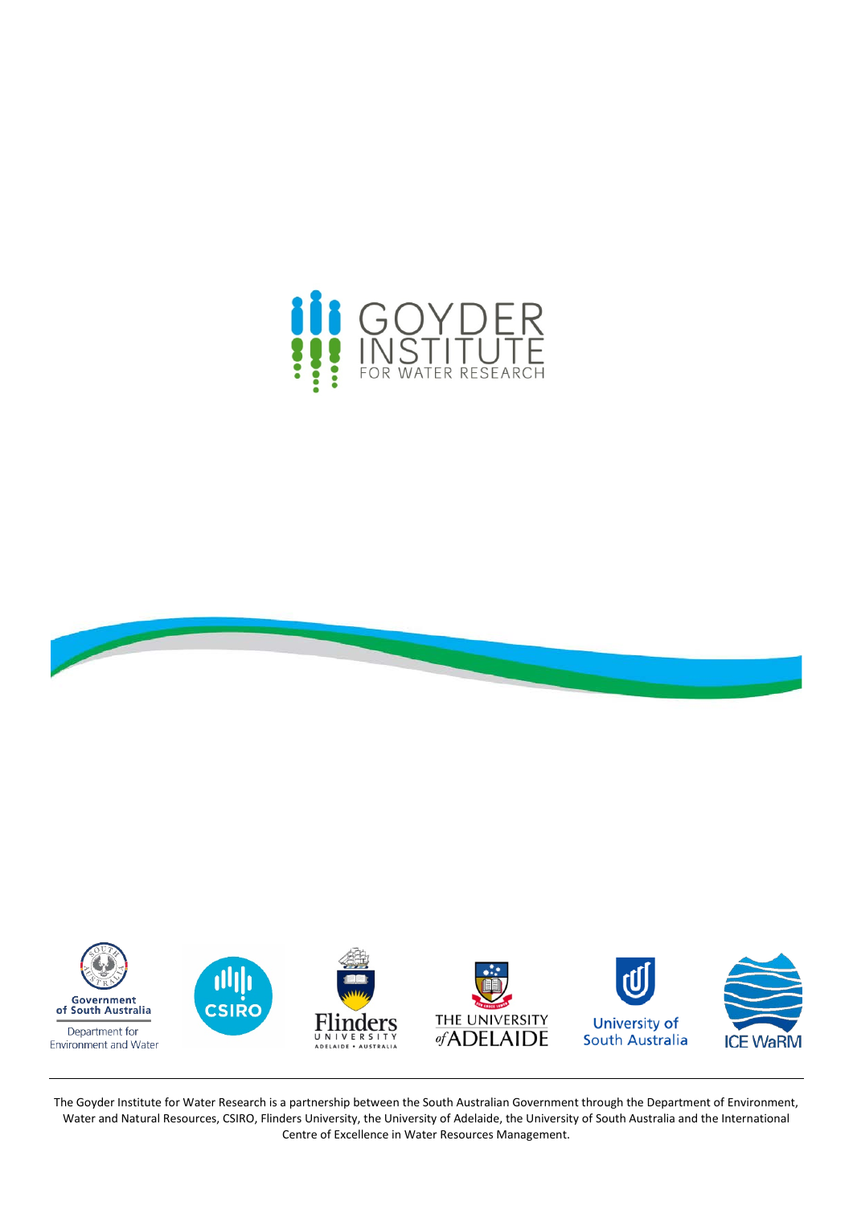GOYDER INSTITUTE FOR WATER RESEARCH

Government of South Australia
Department for Environment and Water

CSIRO

Flinders University Adelaide • Australia

The University of Adelaide

University of South Australia

ICE WaRM

The Goyder Institute for Water Research is a partnership between the South Australian Government through the Department of Environment, Water and Natural Resources, CSIRO, Flinders University, the University of Adelaide, the University of South Australia and the International Centre of Excellence in Water Resources Management.